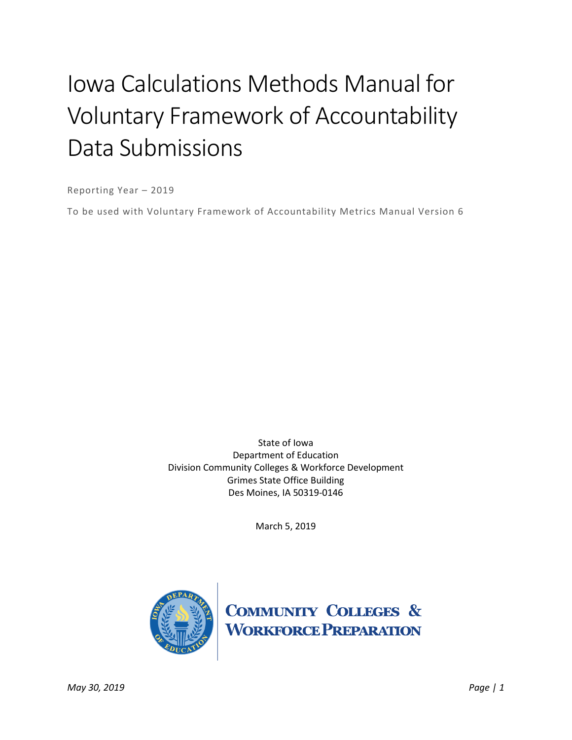# Iowa Calculations Methods Manual for Voluntary Framework of Accountability Data Submissions

Reporting Year – 2019

To be used with Voluntary Framework of Accountability Metrics Manual Version 6

State of Iowa
Department of Education
Division Community Colleges & Workforce Development
Grimes State Office Building
Des Moines, IA 50319-0146

March 5, 2019

COMMUNITY COLLEGES & WORKFORCE PREPARATION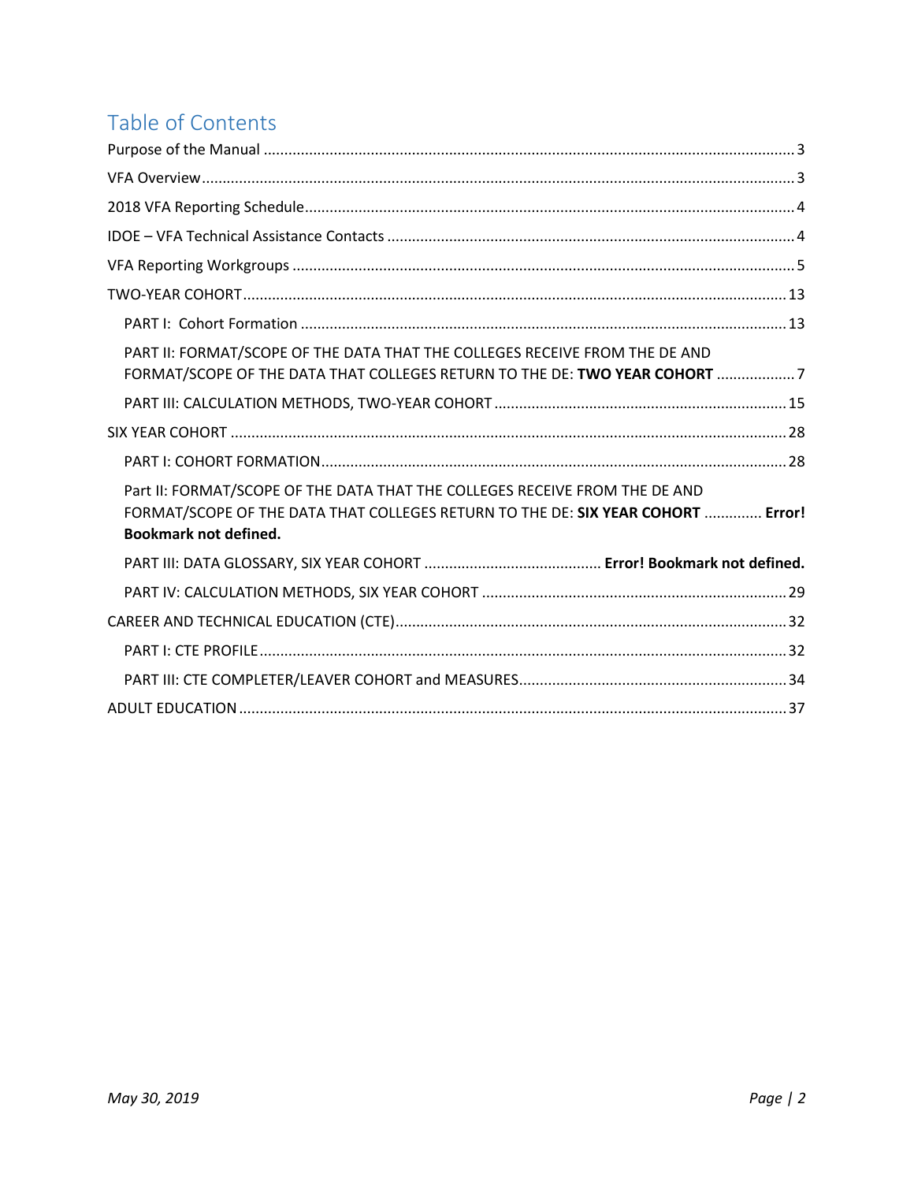## Table of Contents

Purpose of the Manual ........................................................................................................ 3

VFA Overview ........................................................................................................ 3

2018 VFA Reporting Schedule ........................................................................................................ 4

IDOE – VFA Technical Assistance Contacts ........................................................................................................ 4

VFA Reporting Workgroups ........................................................................................................ 5

TWO-YEAR COHORT ........................................................................................................ 13

PART I: Cohort Formation ........................................................................................................ 13

PART II: FORMAT/SCOPE OF THE DATA THAT THE COLLEGES RECEIVE FROM THE DE AND FORMAT/SCOPE OF THE DATA THAT COLLEGES RETURN TO THE DE: **TWO YEAR COHORT** ........................ 7

PART III: CALCULATION METHODS, TWO-YEAR COHORT ........................................................................................................ 15

SIX YEAR COHORT ........................................................................................................ 28

PART I: COHORT FORMATION ........................................................................................................ 28

Part II: FORMAT/SCOPE OF THE DATA THAT THE COLLEGES RECEIVE FROM THE DE AND FORMAT/SCOPE OF THE DATA THAT COLLEGES RETURN TO THE DE: **SIX YEAR COHORT** .............. **Error! Bookmark not defined.**

PART III: DATA GLOSSARY, SIX YEAR COHORT .............................................. **Error! Bookmark not defined.**

PART IV: CALCULATION METHODS, SIX YEAR COHORT ........................................................................................................ 29

CAREER AND TECHNICAL EDUCATION (CTE) ........................................................................................................ 32

PART I: CTE PROFILE ........................................................................................................ 32

PART III: CTE COMPLETER/LEAVER COHORT and MEASURES ........................................................................................................ 34

ADULT EDUCATION ........................................................................................................ 37

*May 30, 2019*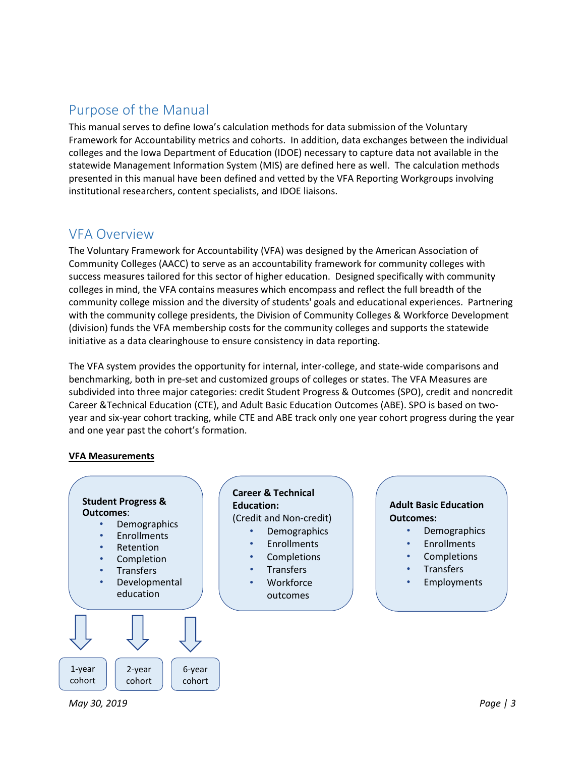## Purpose of the Manual

This manual serves to define Iowa's calculation methods for data submission of the Voluntary Framework for Accountability metrics and cohorts. In addition, data exchanges between the individual colleges and the Iowa Department of Education (IDOE) necessary to capture data not available in the statewide Management Information System (MIS) are defined here as well. The calculation methods presented in this manual have been defined and vetted by the VFA Reporting Workgroups involving institutional researchers, content specialists, and IDOE liaisons.

## VFA Overview

The Voluntary Framework for Accountability (VFA) was designed by the American Association of Community Colleges (AACC) to serve as an accountability framework for community colleges with success measures tailored for this sector of higher education. Designed specifically with community colleges in mind, the VFA contains measures which encompass and reflect the full breadth of the community college mission and the diversity of students' goals and educational experiences. Partnering with the community college presidents, the Division of Community Colleges & Workforce Development (division) funds the VFA membership costs for the community colleges and supports the statewide initiative as a data clearinghouse to ensure consistency in data reporting.

The VFA system provides the opportunity for internal, inter-college, and state-wide comparisons and benchmarking, both in pre-set and customized groups of colleges or states. The VFA Measures are subdivided into three major categories: credit Student Progress & Outcomes (SPO), credit and noncredit Career &Technical Education (CTE), and Adult Basic Education Outcomes (ABE). SPO is based on two-year and six-year cohort tracking, while CTE and ABE track only one year cohort progress during the year and one year past the cohort's formation.

**VFA Measurements**

**Student Progress & Outcomes:**
- Demographics
- Enrollments
- Retention
- Completion
- Transfers
- Developmental education

1-year cohort | 2-year cohort | 6-year cohort

**Career & Technical Education:**
(Credit and Non-credit)
- Demographics
- Enrollments
- Completions
- Transfers
- Workforce outcomes

**Adult Basic Education Outcomes:**
- Demographics
- Enrollments
- Completions
- Transfers
- Employments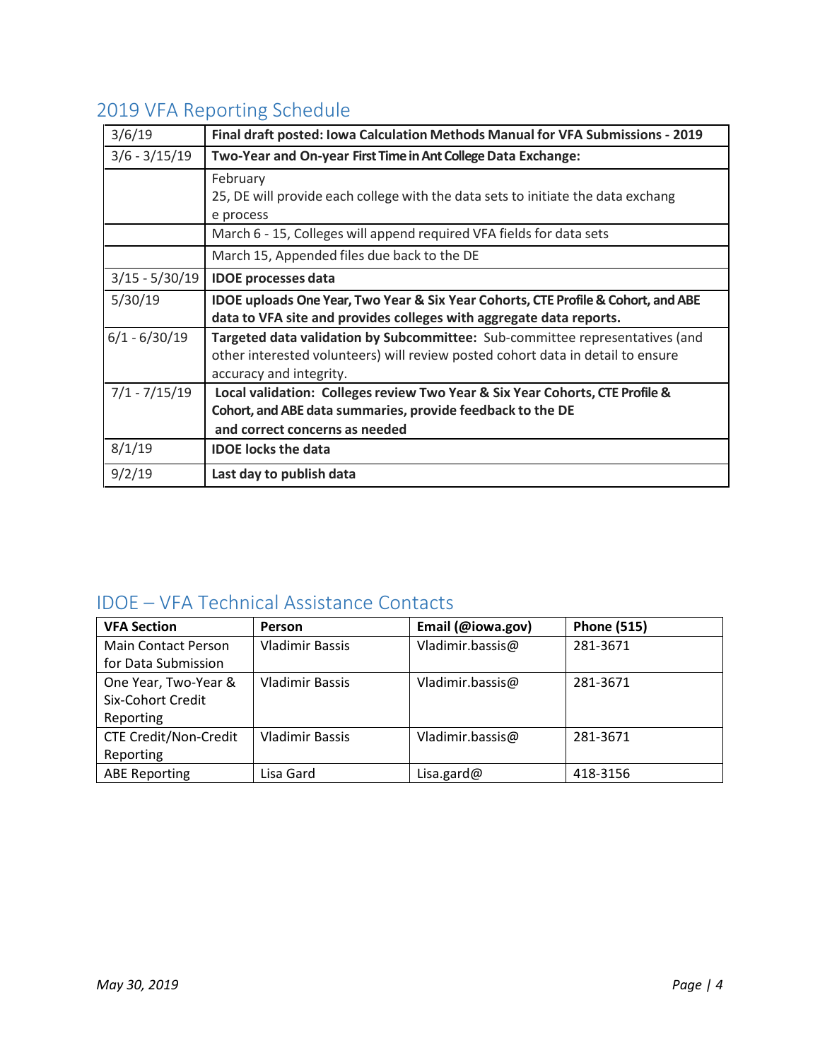## 2019 VFA Reporting Schedule

| | |
|---|---|
| 3/6/19 | **Final draft posted: Iowa Calculation Methods Manual for VFA Submissions - 2019** |
| 3/6 - 3/15/19 | **Two-Year and On-year First Time in Ant College Data Exchange:** |
| | February 25, DE will provide each college with the data sets to initiate the data exchange process |
| | March 6 - 15, Colleges will append required VFA fields for data sets |
| | March 15, Appended files due back to the DE |
| 3/15 - 5/30/19 | **IDOE processes data** |
| 5/30/19 | **IDOE uploads One Year, Two Year & Six Year Cohorts, CTE Profile & Cohort, and ABE data to VFA site and provides colleges with aggregate data reports.** |
| 6/1 - 6/30/19 | **Targeted data validation by Subcommittee:** Sub-committee representatives (and other interested volunteers) will review posted cohort data in detail to ensure accuracy and integrity. |
| 7/1 - 7/15/19 | **Local validation: Colleges review Two Year & Six Year Cohorts, CTE Profile & Cohort, and ABE data summaries, provide feedback to the DE and correct concerns as needed** |
| 8/1/19 | **IDOE locks the data** |
| 9/2/19 | **Last day to publish data** |

## IDOE – VFA Technical Assistance Contacts

| VFA Section | Person | Email (@iowa.gov) | Phone (515) |
|---|---|---|---|
| Main Contact Person for Data Submission | Vladimir Bassis | Vladimir.bassis@ | 281-3671 |
| One Year, Two-Year & Six-Cohort Credit Reporting | Vladimir Bassis | Vladimir.bassis@ | 281-3671 |
| CTE Credit/Non-Credit Reporting | Vladimir Bassis | Vladimir.bassis@ | 281-3671 |
| ABE Reporting | Lisa Gard | Lisa.gard@ | 418-3156 |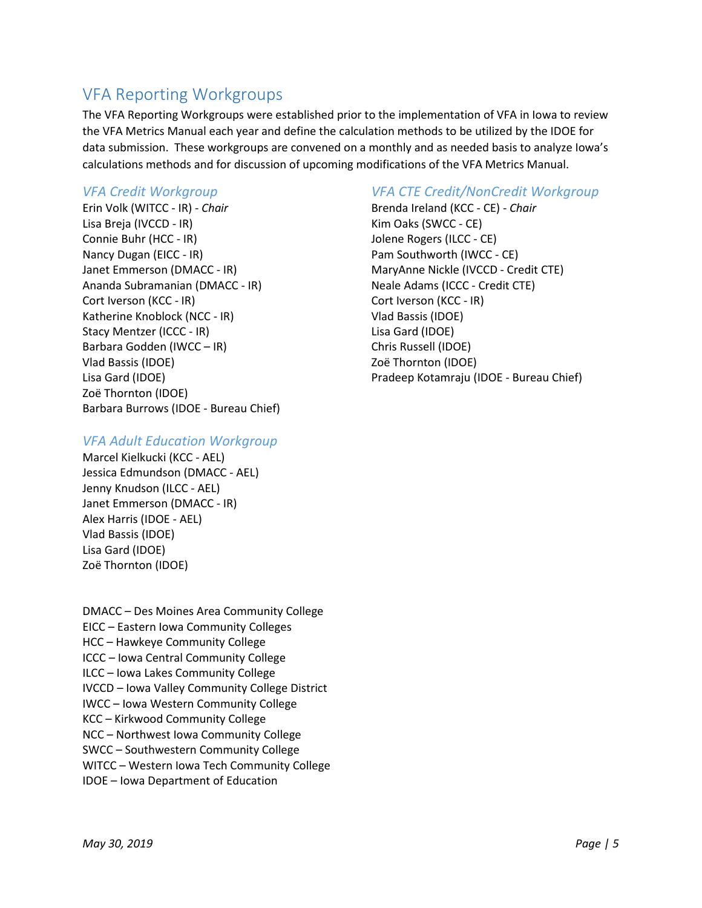## VFA Reporting Workgroups

The VFA Reporting Workgroups were established prior to the implementation of VFA in Iowa to review the VFA Metrics Manual each year and define the calculation methods to be utilized by the IDOE for data submission. These workgroups are convened on a monthly and as needed basis to analyze Iowa's calculations methods and for discussion of upcoming modifications of the VFA Metrics Manual.

### *VFA Credit Workgroup*

Erin Volk (WITCC - IR) - *Chair*
Lisa Breja (IVCCD - IR)
Connie Buhr (HCC - IR)
Nancy Dugan (EICC - IR)
Janet Emmerson (DMACC - IR)
Ananda Subramanian (DMACC - IR)
Cort Iverson (KCC - IR)
Katherine Knoblock (NCC - IR)
Stacy Mentzer (ICCC - IR)
Barbara Godden (IWCC – IR)
Vlad Bassis (IDOE)
Lisa Gard (IDOE)
Zoë Thornton (IDOE)
Barbara Burrows (IDOE - Bureau Chief)

### *VFA Adult Education Workgroup*

Marcel Kielkucki (KCC - AEL)
Jessica Edmundson (DMACC - AEL)
Jenny Knudson (ILCC - AEL)
Janet Emmerson (DMACC - IR)
Alex Harris (IDOE - AEL)
Vlad Bassis (IDOE)
Lisa Gard (IDOE)
Zoë Thornton (IDOE)

### *VFA CTE Credit/NonCredit Workgroup*

Brenda Ireland (KCC - CE) - *Chair*
Kim Oaks (SWCC - CE)
Jolene Rogers (ILCC - CE)
Pam Southworth (IWCC - CE)
MaryAnne Nickle (IVCCD - Credit CTE)
Neale Adams (ICCC - Credit CTE)
Cort Iverson (KCC - IR)
Vlad Bassis (IDOE)
Lisa Gard (IDOE)
Chris Russell (IDOE)
Zoë Thornton (IDOE)
Pradeep Kotamraju (IDOE - Bureau Chief)

DMACC – Des Moines Area Community College
EICC – Eastern Iowa Community Colleges
HCC – Hawkeye Community College
ICCC – Iowa Central Community College
ILCC – Iowa Lakes Community College
IVCCD – Iowa Valley Community College District
IWCC – Iowa Western Community College
KCC – Kirkwood Community College
NCC – Northwest Iowa Community College
SWCC – Southwestern Community College
WITCC – Western Iowa Tech Community College
IDOE – Iowa Department of Education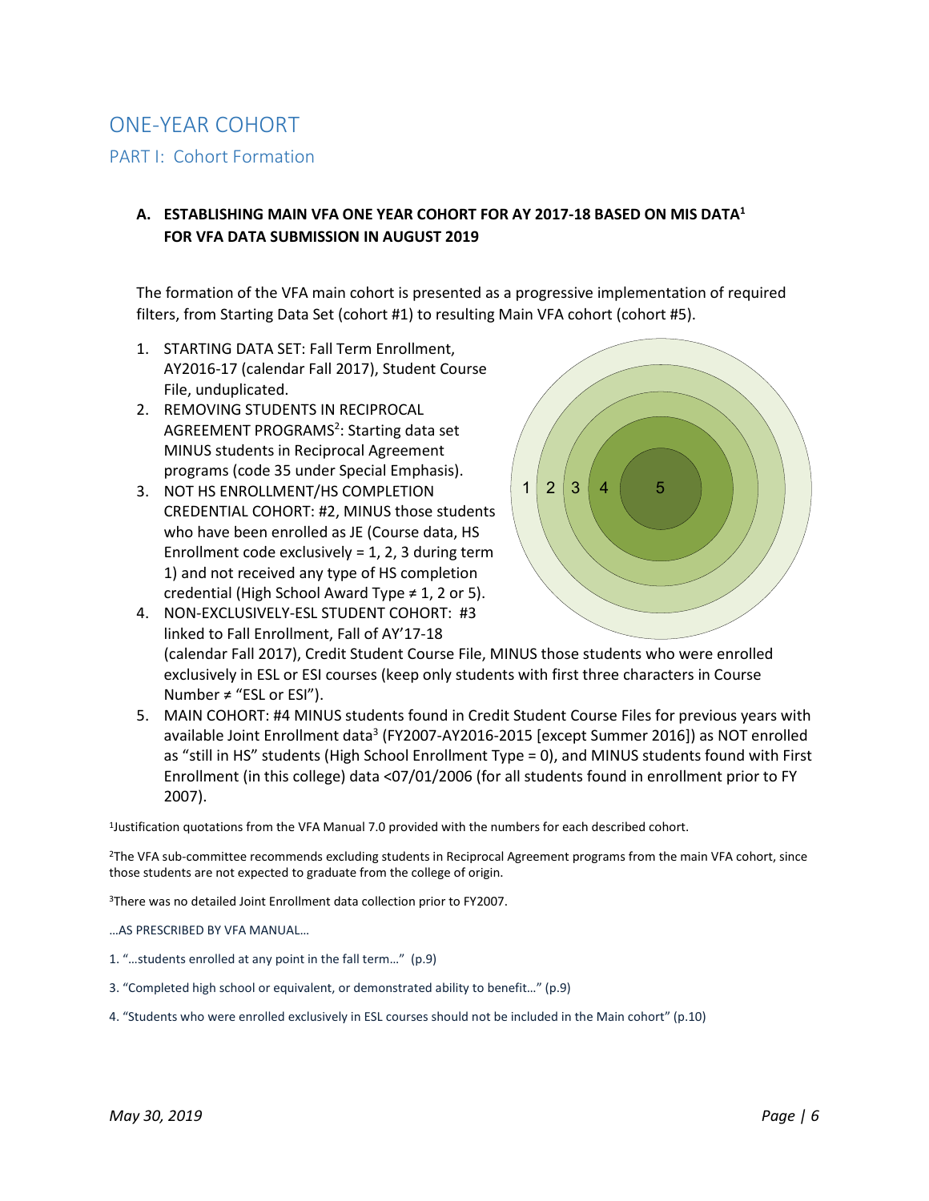# ONE-YEAR COHORT

## PART I: Cohort Formation

### A. ESTABLISHING MAIN VFA ONE YEAR COHORT FOR AY 2017-18 BASED ON MIS DATA[1] FOR VFA DATA SUBMISSION IN AUGUST 2019

The formation of the VFA main cohort is presented as a progressive implementation of required filters, from Starting Data Set (cohort #1) to resulting Main VFA cohort (cohort #5).

1. STARTING DATA SET: Fall Term Enrollment, AY2016-17 (calendar Fall 2017), Student Course File, unduplicated.
2. REMOVING STUDENTS IN RECIPROCAL AGREEMENT PROGRAMS[2]: Starting data set MINUS students in Reciprocal Agreement programs (code 35 under Special Emphasis).
3. NOT HS ENROLLMENT/HS COMPLETION CREDENTIAL COHORT: #2, MINUS those students who have been enrolled as JE (Course data, HS Enrollment code exclusively = 1, 2, 3 during term 1) and not received any type of HS completion credential (High School Award Type ≠ 1, 2 or 5).
4. NON-EXCLUSIVELY-ESL STUDENT COHORT: #3 linked to Fall Enrollment, Fall of AY'17-18 (calendar Fall 2017), Credit Student Course File, MINUS those students who were enrolled exclusively in ESL or ESI courses (keep only students with first three characters in Course Number ≠ "ESL or ESI").
5. MAIN COHORT: #4 MINUS students found in Credit Student Course Files for previous years with available Joint Enrollment data[3] (FY2007-AY2016-2015 [except Summer 2016]) as NOT enrolled as "still in HS" students (High School Enrollment Type = 0), and MINUS students found with First Enrollment (in this college) data <07/01/2006 (for all students found in enrollment prior to FY 2007).

1 2 3 4 5

[1]Justification quotations from the VFA Manual 7.0 provided with the numbers for each described cohort.

[2]The VFA sub-committee recommends excluding students in Reciprocal Agreement programs from the main VFA cohort, since those students are not expected to graduate from the college of origin.

[3]There was no detailed Joint Enrollment data collection prior to FY2007.

…AS PRESCRIBED BY VFA MANUAL…

1. "…students enrolled at any point in the fall term…" (p.9)

3. "Completed high school or equivalent, or demonstrated ability to benefit…" (p.9)

4. "Students who were enrolled exclusively in ESL courses should not be included in the Main cohort" (p.10)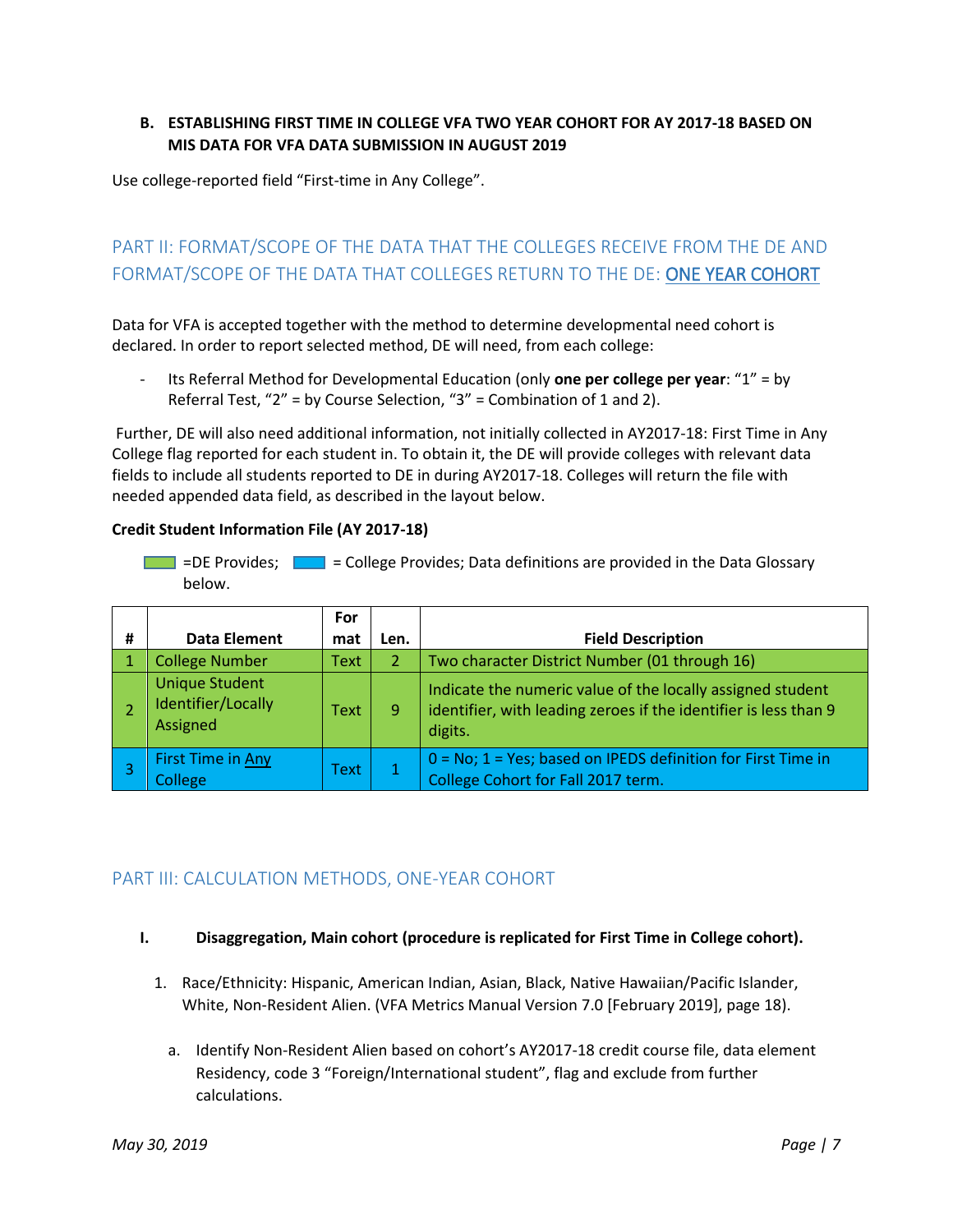**B. ESTABLISHING FIRST TIME IN COLLEGE VFA TWO YEAR COHORT FOR AY 2017-18 BASED ON MIS DATA FOR VFA DATA SUBMISSION IN AUGUST 2019**

Use college-reported field "First-time in Any College".

## PART II: FORMAT/SCOPE OF THE DATA THAT THE COLLEGES RECEIVE FROM THE DE AND FORMAT/SCOPE OF THE DATA THAT COLLEGES RETURN TO THE DE: ONE YEAR COHORT

Data for VFA is accepted together with the method to determine developmental need cohort is declared. In order to report selected method, DE will need, from each college:

- Its Referral Method for Developmental Education (only **one per college per year**: "1" = by Referral Test, "2" = by Course Selection, "3" = Combination of 1 and 2).

Further, DE will also need additional information, not initially collected in AY2017-18: First Time in Any College flag reported for each student in. To obtain it, the DE will provide colleges with relevant data fields to include all students reported to DE in during AY2017-18. Colleges will return the file with needed appended data field, as described in the layout below.

**Credit Student Information File (AY 2017-18)**

=DE Provides; = College Provides; Data definitions are provided in the Data Glossary below.

| # | Data Element | Format | Len. | Field Description |
|---|---|---|---|---|
| 1 | College Number | Text | 2 | Two character District Number (01 through 16) |
| 2 | Unique Student Identifier/Locally Assigned | Text | 9 | Indicate the numeric value of the locally assigned student identifier, with leading zeroes if the identifier is less than 9 digits. |
| 3 | First Time in Any College | Text | 1 | 0 = No; 1 = Yes; based on IPEDS definition for First Time in College Cohort for Fall 2017 term. |

## PART III: CALCULATION METHODS, ONE-YEAR COHORT

**I. Disaggregation, Main cohort (procedure is replicated for First Time in College cohort).**

1. Race/Ethnicity: Hispanic, American Indian, Asian, Black, Native Hawaiian/Pacific Islander, White, Non-Resident Alien. (VFA Metrics Manual Version 7.0 [February 2019], page 18).

   a. Identify Non-Resident Alien based on cohort's AY2017-18 credit course file, data element Residency, code 3 "Foreign/International student", flag and exclude from further calculations.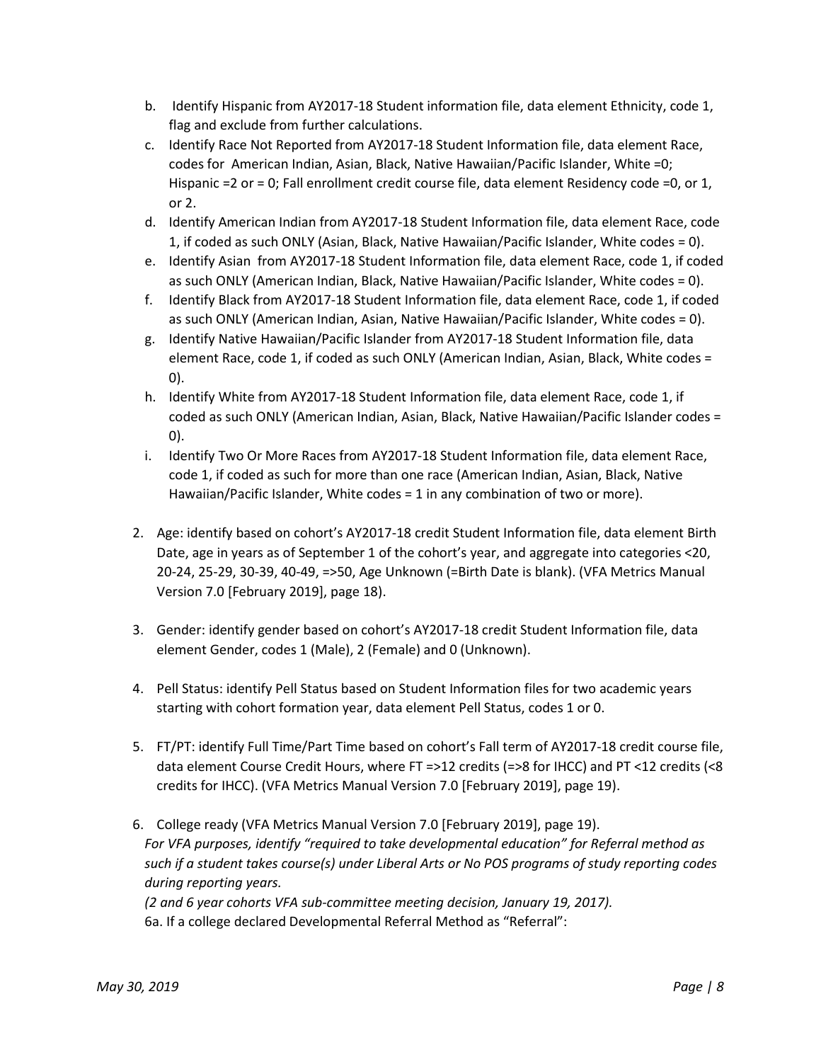b. Identify Hispanic from AY2017-18 Student information file, data element Ethnicity, code 1, flag and exclude from further calculations.

c. Identify Race Not Reported from AY2017-18 Student Information file, data element Race, codes for American Indian, Asian, Black, Native Hawaiian/Pacific Islander, White =0; Hispanic =2 or = 0; Fall enrollment credit course file, data element Residency code =0, or 1, or 2.

d. Identify American Indian from AY2017-18 Student Information file, data element Race, code 1, if coded as such ONLY (Asian, Black, Native Hawaiian/Pacific Islander, White codes = 0).

e. Identify Asian from AY2017-18 Student Information file, data element Race, code 1, if coded as such ONLY (American Indian, Black, Native Hawaiian/Pacific Islander, White codes = 0).

f. Identify Black from AY2017-18 Student Information file, data element Race, code 1, if coded as such ONLY (American Indian, Asian, Native Hawaiian/Pacific Islander, White codes = 0).

g. Identify Native Hawaiian/Pacific Islander from AY2017-18 Student Information file, data element Race, code 1, if coded as such ONLY (American Indian, Asian, Black, White codes = 0).

h. Identify White from AY2017-18 Student Information file, data element Race, code 1, if coded as such ONLY (American Indian, Asian, Black, Native Hawaiian/Pacific Islander codes = 0).

i. Identify Two Or More Races from AY2017-18 Student Information file, data element Race, code 1, if coded as such for more than one race (American Indian, Asian, Black, Native Hawaiian/Pacific Islander, White codes = 1 in any combination of two or more).

2. Age: identify based on cohort's AY2017-18 credit Student Information file, data element Birth Date, age in years as of September 1 of the cohort's year, and aggregate into categories <20, 20-24, 25-29, 30-39, 40-49, =>50, Age Unknown (=Birth Date is blank). (VFA Metrics Manual Version 7.0 [February 2019], page 18).

3. Gender: identify gender based on cohort's AY2017-18 credit Student Information file, data element Gender, codes 1 (Male), 2 (Female) and 0 (Unknown).

4. Pell Status: identify Pell Status based on Student Information files for two academic years starting with cohort formation year, data element Pell Status, codes 1 or 0.

5. FT/PT: identify Full Time/Part Time based on cohort's Fall term of AY2017-18 credit course file, data element Course Credit Hours, where FT =>12 credits (=>8 for IHCC) and PT <12 credits (<8 credits for IHCC). (VFA Metrics Manual Version 7.0 [February 2019], page 19).

6. College ready (VFA Metrics Manual Version 7.0 [February 2019], page 19).
*For VFA purposes, identify "required to take developmental education" for Referral method as such if a student takes course(s) under Liberal Arts or No POS programs of study reporting codes during reporting years.*
*(2 and 6 year cohorts VFA sub-committee meeting decision, January 19, 2017).*
6a. If a college declared Developmental Referral Method as "Referral":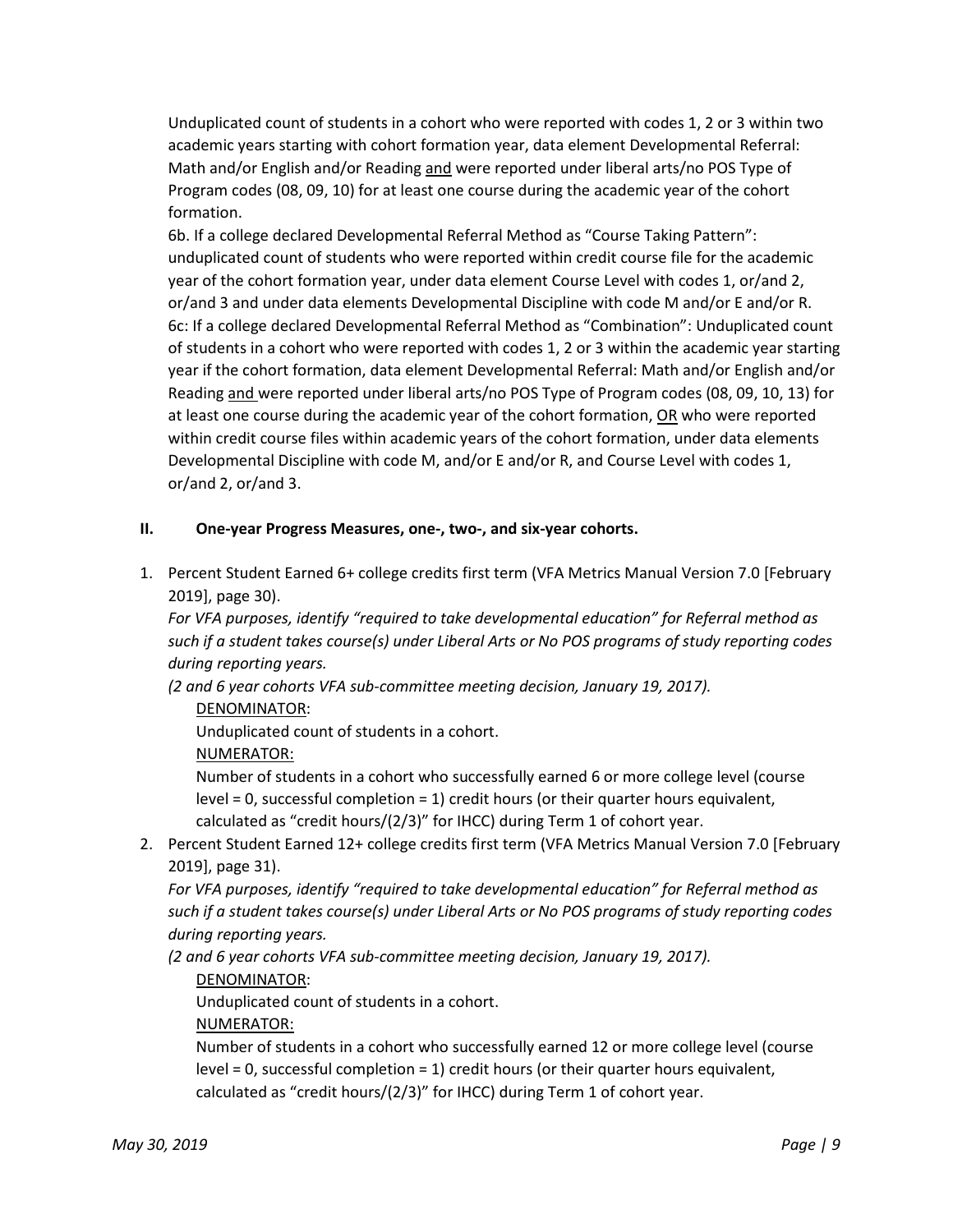Unduplicated count of students in a cohort who were reported with codes 1, 2 or 3 within two academic years starting with cohort formation year, data element Developmental Referral: Math and/or English and/or Reading <u>and</u> were reported under liberal arts/no POS Type of Program codes (08, 09, 10) for at least one course during the academic year of the cohort formation.

6b. If a college declared Developmental Referral Method as "Course Taking Pattern": unduplicated count of students who were reported within credit course file for the academic year of the cohort formation year, under data element Course Level with codes 1, or/and 2, or/and 3 and under data elements Developmental Discipline with code M and/or E and/or R.

6c: If a college declared Developmental Referral Method as "Combination": Unduplicated count of students in a cohort who were reported with codes 1, 2 or 3 within the academic year starting year if the cohort formation, data element Developmental Referral: Math and/or English and/or Reading <u>and</u> were reported under liberal arts/no POS Type of Program codes (08, 09, 10, 13) for at least one course during the academic year of the cohort formation, <u>OR</u> who were reported within credit course files within academic years of the cohort formation, under data elements Developmental Discipline with code M, and/or E and/or R, and Course Level with codes 1, or/and 2, or/and 3.

## II. One-year Progress Measures, one-, two-, and six-year cohorts.

1. Percent Student Earned 6+ college credits first term (VFA Metrics Manual Version 7.0 [February 2019], page 30).

   *For VFA purposes, identify "required to take developmental education" for Referral method as such if a student takes course(s) under Liberal Arts or No POS programs of study reporting codes during reporting years.*

   *(2 and 6 year cohorts VFA sub-committee meeting decision, January 19, 2017).*

   <u>DENOMINATOR</u>:

   Unduplicated count of students in a cohort.

   <u>NUMERATOR:</u>

   Number of students in a cohort who successfully earned 6 or more college level (course level = 0, successful completion = 1) credit hours (or their quarter hours equivalent, calculated as "credit hours/(2/3)" for IHCC) during Term 1 of cohort year.

2. Percent Student Earned 12+ college credits first term (VFA Metrics Manual Version 7.0 [February 2019], page 31).

   *For VFA purposes, identify "required to take developmental education" for Referral method as such if a student takes course(s) under Liberal Arts or No POS programs of study reporting codes during reporting years.*

   *(2 and 6 year cohorts VFA sub-committee meeting decision, January 19, 2017).*

   <u>DENOMINATOR</u>:

   Unduplicated count of students in a cohort.

   <u>NUMERATOR:</u>

   Number of students in a cohort who successfully earned 12 or more college level (course level = 0, successful completion = 1) credit hours (or their quarter hours equivalent, calculated as "credit hours/(2/3)" for IHCC) during Term 1 of cohort year.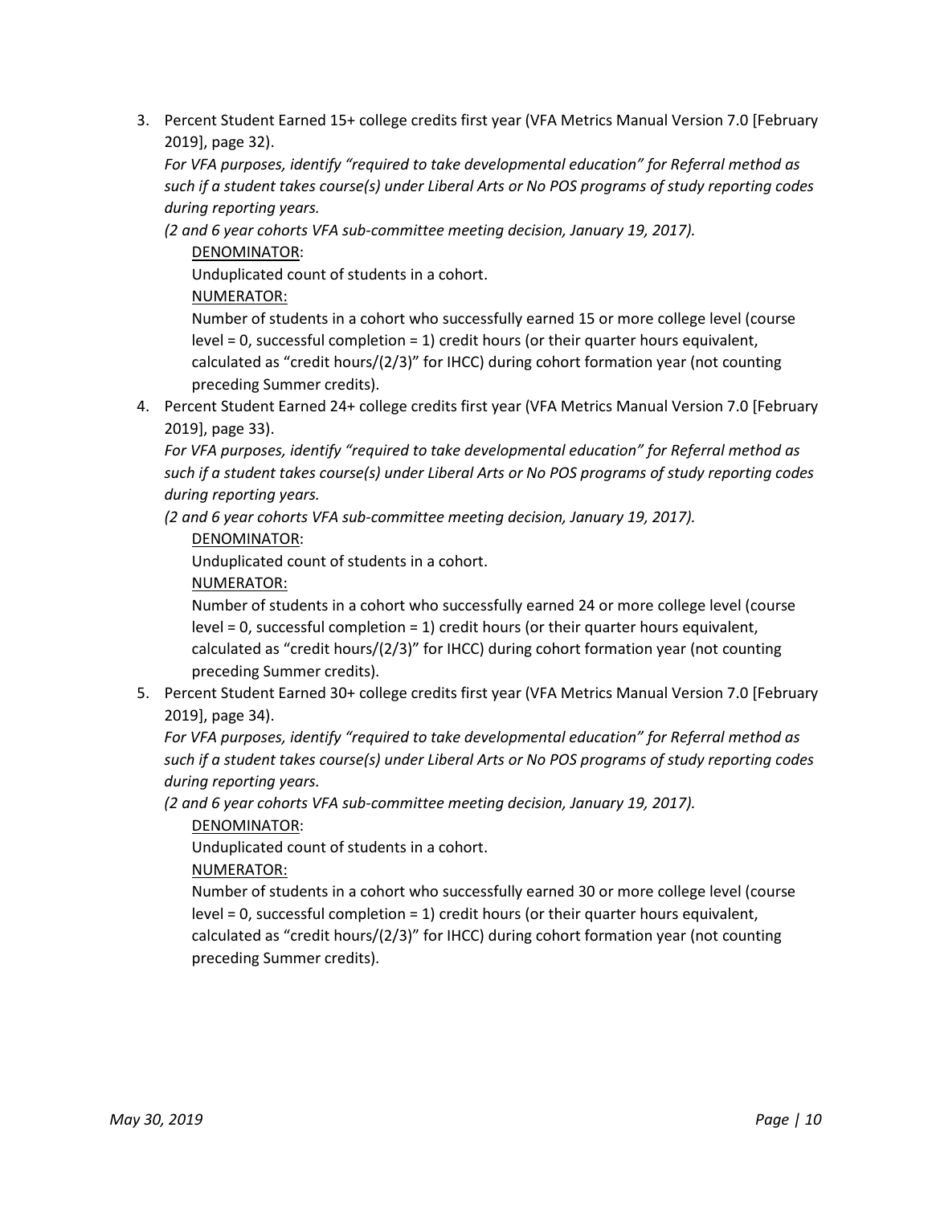3. Percent Student Earned 15+ college credits first year (VFA Metrics Manual Version 7.0 [February 2019], page 32).

   *For VFA purposes, identify "required to take developmental education" for Referral method as such if a student takes course(s) under Liberal Arts or No POS programs of study reporting codes during reporting years.*

   *(2 and 6 year cohorts VFA sub-committee meeting decision, January 19, 2017).*

   DENOMINATOR:

   Unduplicated count of students in a cohort.

   NUMERATOR:

   Number of students in a cohort who successfully earned 15 or more college level (course level = 0, successful completion = 1) credit hours (or their quarter hours equivalent, calculated as "credit hours/(2/3)" for IHCC) during cohort formation year (not counting preceding Summer credits).

4. Percent Student Earned 24+ college credits first year (VFA Metrics Manual Version 7.0 [February 2019], page 33).

   *For VFA purposes, identify "required to take developmental education" for Referral method as such if a student takes course(s) under Liberal Arts or No POS programs of study reporting codes during reporting years.*

   *(2 and 6 year cohorts VFA sub-committee meeting decision, January 19, 2017).*

   DENOMINATOR:

   Unduplicated count of students in a cohort.

   NUMERATOR:

   Number of students in a cohort who successfully earned 24 or more college level (course level = 0, successful completion = 1) credit hours (or their quarter hours equivalent, calculated as "credit hours/(2/3)" for IHCC) during cohort formation year (not counting preceding Summer credits).

5. Percent Student Earned 30+ college credits first year (VFA Metrics Manual Version 7.0 [February 2019], page 34).

   *For VFA purposes, identify "required to take developmental education" for Referral method as such if a student takes course(s) under Liberal Arts or No POS programs of study reporting codes during reporting years.*

   *(2 and 6 year cohorts VFA sub-committee meeting decision, January 19, 2017).*

   DENOMINATOR:

   Unduplicated count of students in a cohort.

   NUMERATOR:

   Number of students in a cohort who successfully earned 30 or more college level (course level = 0, successful completion = 1) credit hours (or their quarter hours equivalent, calculated as "credit hours/(2/3)" for IHCC) during cohort formation year (not counting preceding Summer credits).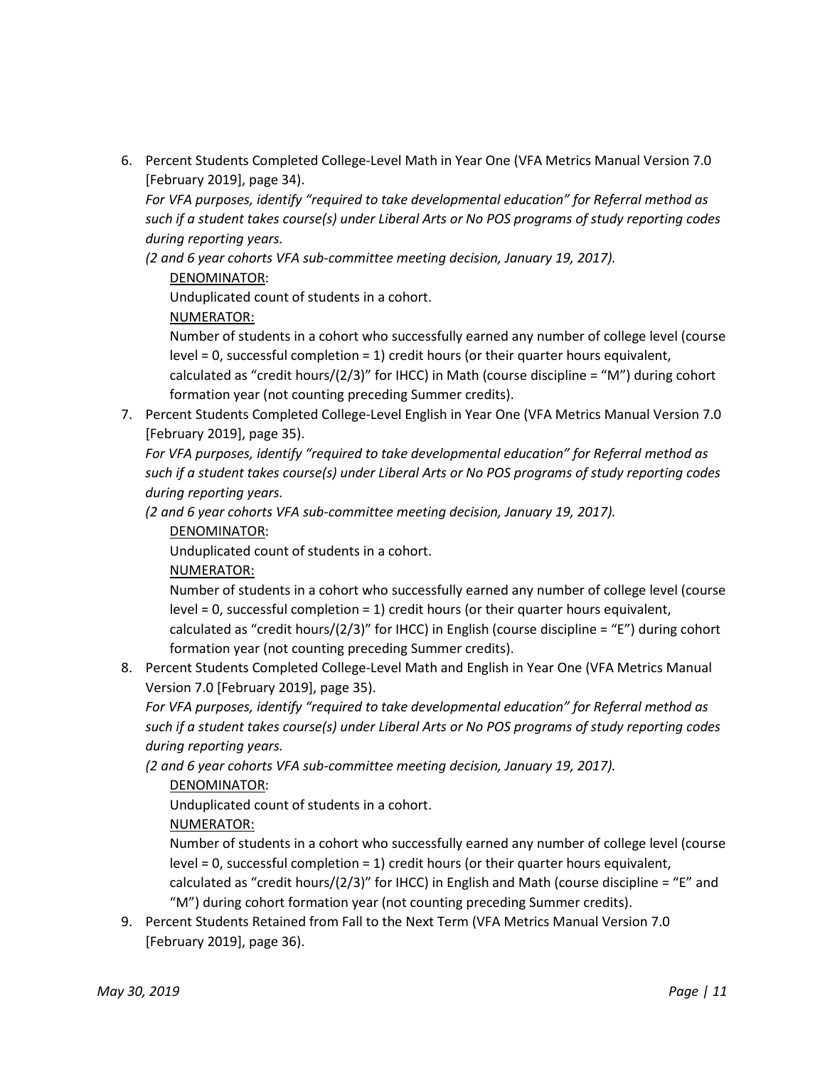6. Percent Students Completed College-Level Math in Year One (VFA Metrics Manual Version 7.0 [February 2019], page 34).
   *For VFA purposes, identify "required to take developmental education" for Referral method as such if a student takes course(s) under Liberal Arts or No POS programs of study reporting codes during reporting years.*
   *(2 and 6 year cohorts VFA sub-committee meeting decision, January 19, 2017).*

   <u>DENOMINATOR</u>:
   Unduplicated count of students in a cohort.
   <u>NUMERATOR:</u>
   Number of students in a cohort who successfully earned any number of college level (course level = 0, successful completion = 1) credit hours (or their quarter hours equivalent, calculated as "credit hours/(2/3)" for IHCC) in Math (course discipline = "M") during cohort formation year (not counting preceding Summer credits).

7. Percent Students Completed College-Level English in Year One (VFA Metrics Manual Version 7.0 [February 2019], page 35).
   *For VFA purposes, identify "required to take developmental education" for Referral method as such if a student takes course(s) under Liberal Arts or No POS programs of study reporting codes during reporting years.*
   *(2 and 6 year cohorts VFA sub-committee meeting decision, January 19, 2017).*

   <u>DENOMINATOR</u>:
   Unduplicated count of students in a cohort.
   <u>NUMERATOR:</u>
   Number of students in a cohort who successfully earned any number of college level (course level = 0, successful completion = 1) credit hours (or their quarter hours equivalent, calculated as "credit hours/(2/3)" for IHCC) in English (course discipline = "E") during cohort formation year (not counting preceding Summer credits).

8. Percent Students Completed College-Level Math and English in Year One (VFA Metrics Manual Version 7.0 [February 2019], page 35).
   *For VFA purposes, identify "required to take developmental education" for Referral method as such if a student takes course(s) under Liberal Arts or No POS programs of study reporting codes during reporting years.*
   *(2 and 6 year cohorts VFA sub-committee meeting decision, January 19, 2017).*

   <u>DENOMINATOR</u>:
   Unduplicated count of students in a cohort.
   <u>NUMERATOR:</u>
   Number of students in a cohort who successfully earned any number of college level (course level = 0, successful completion = 1) credit hours (or their quarter hours equivalent, calculated as "credit hours/(2/3)" for IHCC) in English and Math (course discipline = "E" and "M") during cohort formation year (not counting preceding Summer credits).

9. Percent Students Retained from Fall to the Next Term (VFA Metrics Manual Version 7.0 [February 2019], page 36).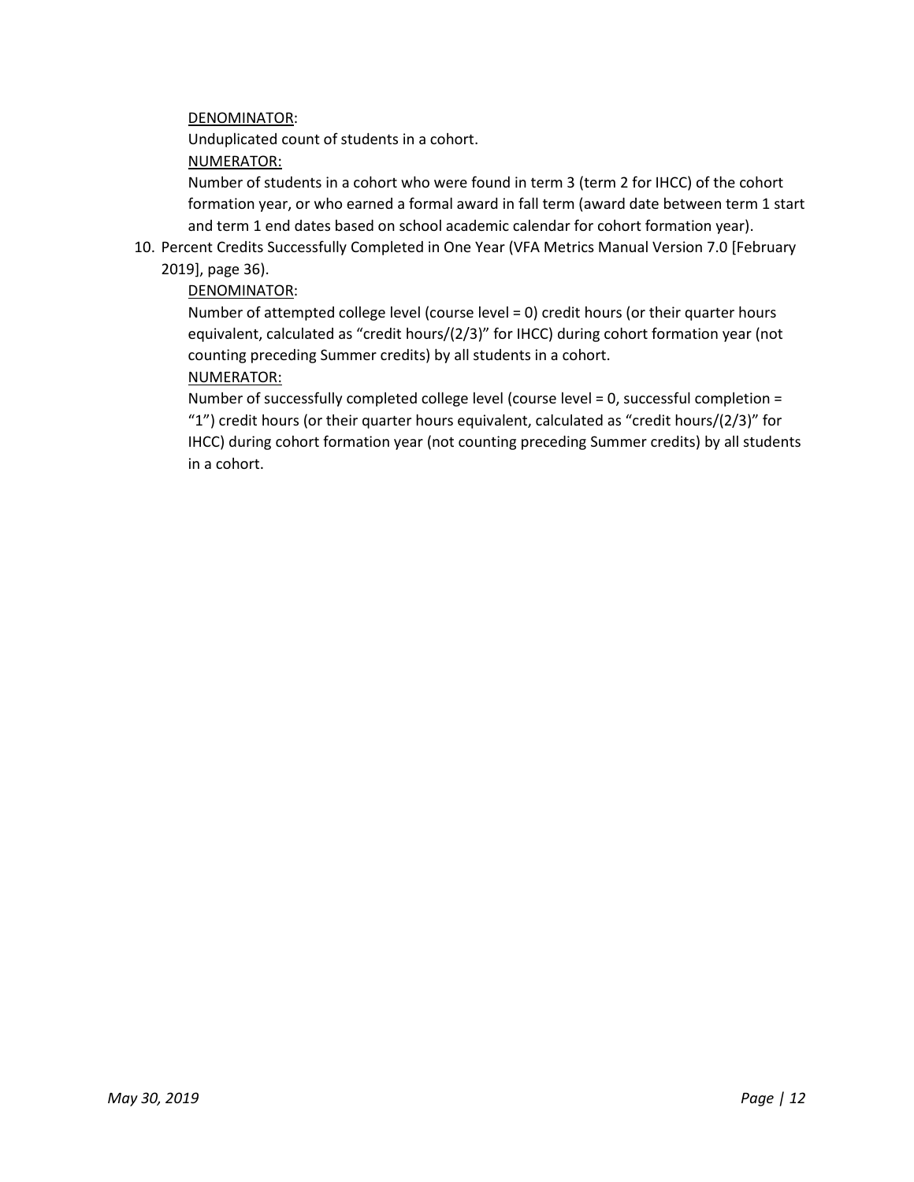DENOMINATOR:

Unduplicated count of students in a cohort.

NUMERATOR:

Number of students in a cohort who were found in term 3 (term 2 for IHCC) of the cohort formation year, or who earned a formal award in fall term (award date between term 1 start and term 1 end dates based on school academic calendar for cohort formation year).

10. Percent Credits Successfully Completed in One Year (VFA Metrics Manual Version 7.0 [February 2019], page 36).

    DENOMINATOR:

    Number of attempted college level (course level = 0) credit hours (or their quarter hours equivalent, calculated as "credit hours/(2/3)" for IHCC) during cohort formation year (not counting preceding Summer credits) by all students in a cohort.

    NUMERATOR:

    Number of successfully completed college level (course level = 0, successful completion = "1") credit hours (or their quarter hours equivalent, calculated as "credit hours/(2/3)" for IHCC) during cohort formation year (not counting preceding Summer credits) by all students in a cohort.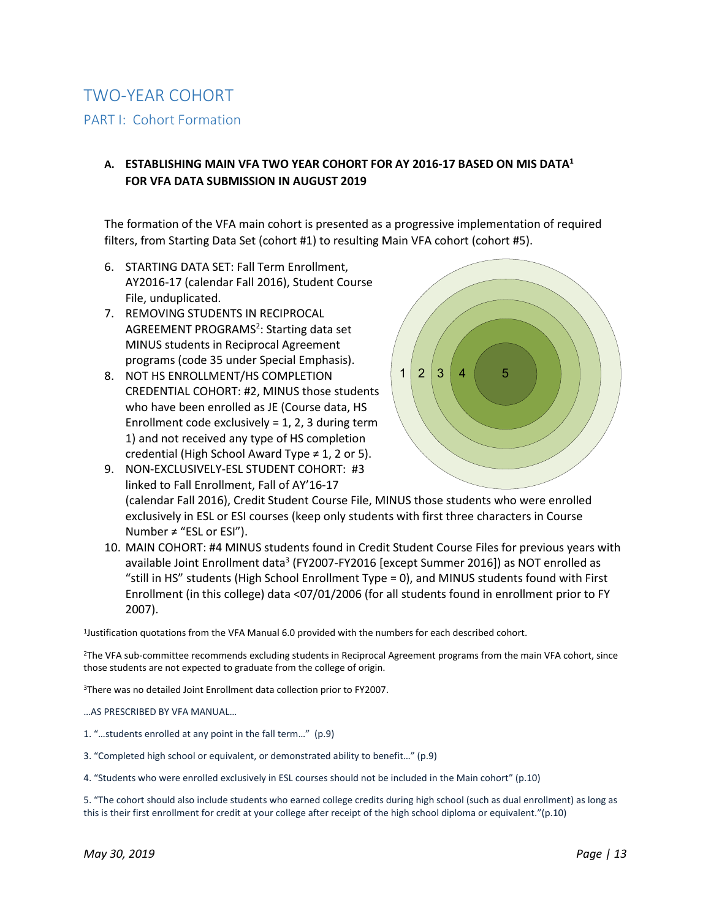# TWO-YEAR COHORT

## PART I: Cohort Formation

### A. ESTABLISHING MAIN VFA TWO YEAR COHORT FOR AY 2016-17 BASED ON MIS DATA[1] FOR VFA DATA SUBMISSION IN AUGUST 2019

The formation of the VFA main cohort is presented as a progressive implementation of required filters, from Starting Data Set (cohort #1) to resulting Main VFA cohort (cohort #5).

6. STARTING DATA SET: Fall Term Enrollment, AY2016-17 (calendar Fall 2016), Student Course File, unduplicated.
7. REMOVING STUDENTS IN RECIPROCAL AGREEMENT PROGRAMS[2]: Starting data set MINUS students in Reciprocal Agreement programs (code 35 under Special Emphasis).
8. NOT HS ENROLLMENT/HS COMPLETION CREDENTIAL COHORT: #2, MINUS those students who have been enrolled as JE (Course data, HS Enrollment code exclusively = 1, 2, 3 during term 1) and not received any type of HS completion credential (High School Award Type ≠ 1, 2 or 5).
9. NON-EXCLUSIVELY-ESL STUDENT COHORT: #3 linked to Fall Enrollment, Fall of AY'16-17 (calendar Fall 2016), Credit Student Course File, MINUS those students who were enrolled exclusively in ESL or ESI courses (keep only students with first three characters in Course Number ≠ "ESL or ESI").
10. MAIN COHORT: #4 MINUS students found in Credit Student Course Files for previous years with available Joint Enrollment data[3] (FY2007-FY2016 [except Summer 2016]) as NOT enrolled as "still in HS" students (High School Enrollment Type = 0), and MINUS students found with First Enrollment (in this college) data <07/01/2006 (for all students found in enrollment prior to FY 2007).

1 2 3 4 5

[1]Justification quotations from the VFA Manual 6.0 provided with the numbers for each described cohort.

[2]The VFA sub-committee recommends excluding students in Reciprocal Agreement programs from the main VFA cohort, since those students are not expected to graduate from the college of origin.

[3]There was no detailed Joint Enrollment data collection prior to FY2007.

…AS PRESCRIBED BY VFA MANUAL…

1. "…students enrolled at any point in the fall term…" (p.9)

3. "Completed high school or equivalent, or demonstrated ability to benefit…" (p.9)

4. "Students who were enrolled exclusively in ESL courses should not be included in the Main cohort" (p.10)

5. "The cohort should also include students who earned college credits during high school (such as dual enrollment) as long as this is their first enrollment for credit at your college after receipt of the high school diploma or equivalent."(p.10)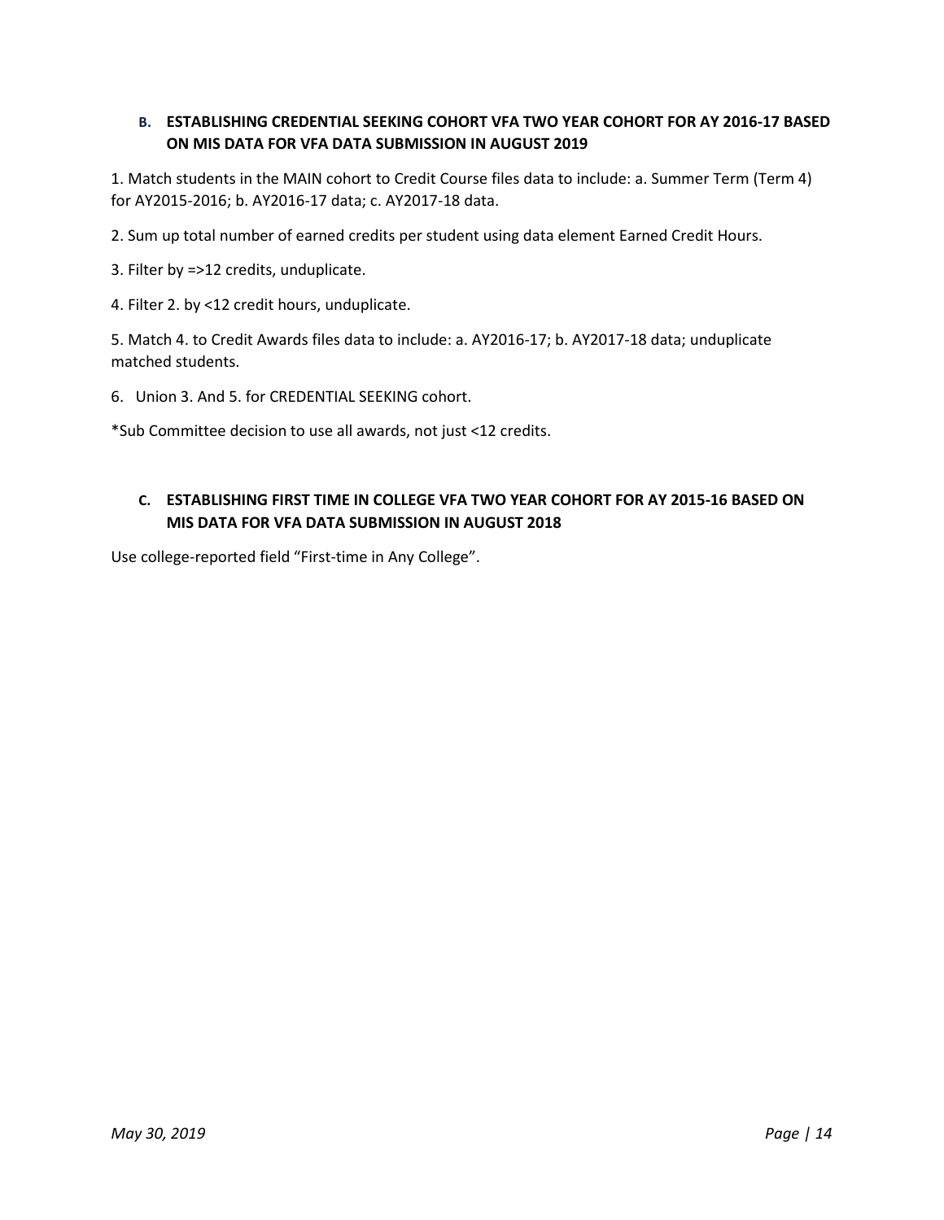### B. ESTABLISHING CREDENTIAL SEEKING COHORT VFA TWO YEAR COHORT FOR AY 2016-17 BASED ON MIS DATA FOR VFA DATA SUBMISSION IN AUGUST 2019

1. Match students in the MAIN cohort to Credit Course files data to include: a. Summer Term (Term 4) for AY2015-2016; b. AY2016-17 data; c. AY2017-18 data.

2. Sum up total number of earned credits per student using data element Earned Credit Hours.

3. Filter by =>12 credits, unduplicate.

4. Filter 2. by <12 credit hours, unduplicate.

5. Match 4. to Credit Awards files data to include: a. AY2016-17; b. AY2017-18 data; unduplicate matched students.

6. Union 3. And 5. for CREDENTIAL SEEKING cohort.

*Sub Committee decision to use all awards, not just <12 credits.

### C. ESTABLISHING FIRST TIME IN COLLEGE VFA TWO YEAR COHORT FOR AY 2015-16 BASED ON MIS DATA FOR VFA DATA SUBMISSION IN AUGUST 2018

Use college-reported field "First-time in Any College".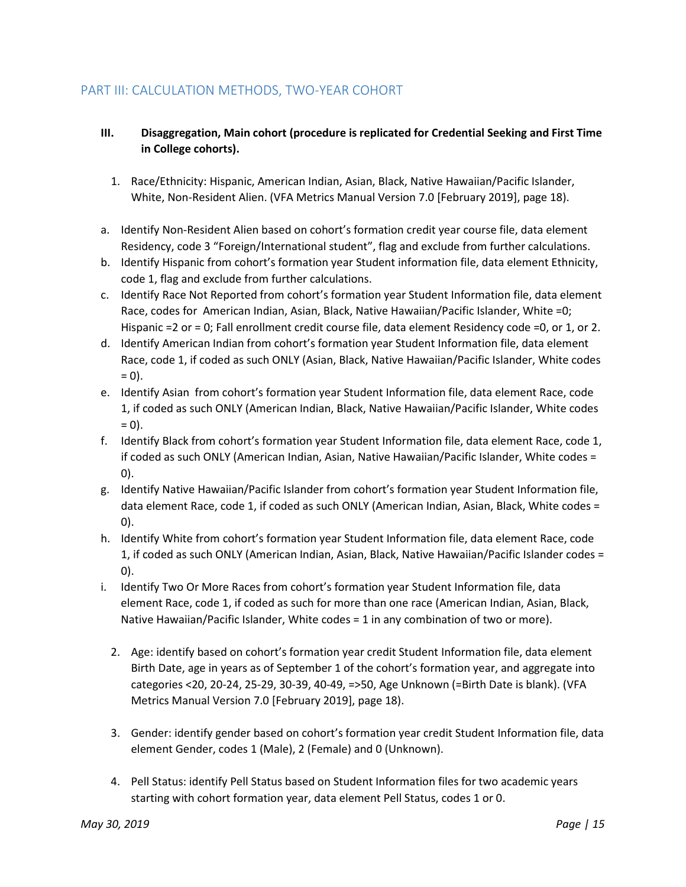## PART III: CALCULATION METHODS, TWO-YEAR COHORT

**III. Disaggregation, Main cohort (procedure is replicated for Credential Seeking and First Time in College cohorts).**

1. Race/Ethnicity: Hispanic, American Indian, Asian, Black, Native Hawaiian/Pacific Islander, White, Non-Resident Alien. (VFA Metrics Manual Version 7.0 [February 2019], page 18).

a. Identify Non-Resident Alien based on cohort's formation credit year course file, data element Residency, code 3 "Foreign/International student", flag and exclude from further calculations.

b. Identify Hispanic from cohort's formation year Student information file, data element Ethnicity, code 1, flag and exclude from further calculations.

c. Identify Race Not Reported from cohort's formation year Student Information file, data element Race, codes for American Indian, Asian, Black, Native Hawaiian/Pacific Islander, White =0; Hispanic =2 or = 0; Fall enrollment credit course file, data element Residency code =0, or 1, or 2.

d. Identify American Indian from cohort's formation year Student Information file, data element Race, code 1, if coded as such ONLY (Asian, Black, Native Hawaiian/Pacific Islander, White codes = 0).

e. Identify Asian from cohort's formation year Student Information file, data element Race, code 1, if coded as such ONLY (American Indian, Black, Native Hawaiian/Pacific Islander, White codes = 0).

f. Identify Black from cohort's formation year Student Information file, data element Race, code 1, if coded as such ONLY (American Indian, Asian, Native Hawaiian/Pacific Islander, White codes = 0).

g. Identify Native Hawaiian/Pacific Islander from cohort's formation year Student Information file, data element Race, code 1, if coded as such ONLY (American Indian, Asian, Black, White codes = 0).

h. Identify White from cohort's formation year Student Information file, data element Race, code 1, if coded as such ONLY (American Indian, Asian, Black, Native Hawaiian/Pacific Islander codes = 0).

i. Identify Two Or More Races from cohort's formation year Student Information file, data element Race, code 1, if coded as such for more than one race (American Indian, Asian, Black, Native Hawaiian/Pacific Islander, White codes = 1 in any combination of two or more).

2. Age: identify based on cohort's formation year credit Student Information file, data element Birth Date, age in years as of September 1 of the cohort's formation year, and aggregate into categories <20, 20-24, 25-29, 30-39, 40-49, =>50, Age Unknown (=Birth Date is blank). (VFA Metrics Manual Version 7.0 [February 2019], page 18).

3. Gender: identify gender based on cohort's formation year credit Student Information file, data element Gender, codes 1 (Male), 2 (Female) and 0 (Unknown).

4. Pell Status: identify Pell Status based on Student Information files for two academic years starting with cohort formation year, data element Pell Status, codes 1 or 0.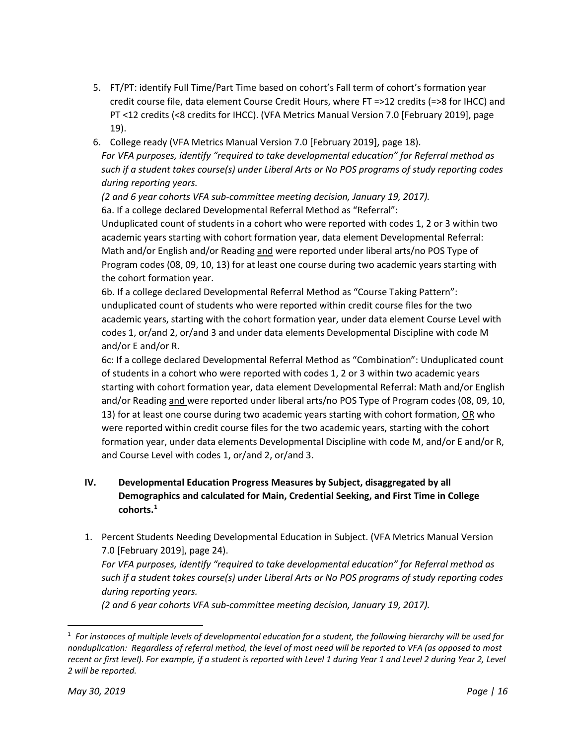5. FT/PT: identify Full Time/Part Time based on cohort's Fall term of cohort's formation year credit course file, data element Course Credit Hours, where FT =>12 credits (=>8 for IHCC) and PT <12 credits (<8 credits for IHCC). (VFA Metrics Manual Version 7.0 [February 2019], page 19).
6. College ready (VFA Metrics Manual Version 7.0 [February 2019], page 18).
   *For VFA purposes, identify "required to take developmental education" for Referral method as such if a student takes course(s) under Liberal Arts or No POS programs of study reporting codes during reporting years.*
   *(2 and 6 year cohorts VFA sub-committee meeting decision, January 19, 2017).*
   6a. If a college declared Developmental Referral Method as "Referral":
   Unduplicated count of students in a cohort who were reported with codes 1, 2 or 3 within two academic years starting with cohort formation year, data element Developmental Referral: Math and/or English and/or Reading <u>and</u> were reported under liberal arts/no POS Type of Program codes (08, 09, 10, 13) for at least one course during two academic years starting with the cohort formation year.
   6b. If a college declared Developmental Referral Method as "Course Taking Pattern": unduplicated count of students who were reported within credit course files for the two academic years, starting with the cohort formation year, under data element Course Level with codes 1, or/and 2, or/and 3 and under data elements Developmental Discipline with code M and/or E and/or R.
   6c: If a college declared Developmental Referral Method as "Combination": Unduplicated count of students in a cohort who were reported with codes 1, 2 or 3 within two academic years starting with cohort formation year, data element Developmental Referral: Math and/or English and/or Reading <u>and</u> were reported under liberal arts/no POS Type of Program codes (08, 09, 10, 13) for at least one course during two academic years starting with cohort formation, <u>OR</u> who were reported within credit course files for the two academic years, starting with the cohort formation year, under data elements Developmental Discipline with code M, and/or E and/or R, and Course Level with codes 1, or/and 2, or/and 3.

## IV. Developmental Education Progress Measures by Subject, disaggregated by all Demographics and calculated for Main, Credential Seeking, and First Time in College cohorts.[1]

1. Percent Students Needing Developmental Education in Subject. (VFA Metrics Manual Version 7.0 [February 2019], page 24).
   *For VFA purposes, identify "required to take developmental education" for Referral method as such if a student takes course(s) under Liberal Arts or No POS programs of study reporting codes during reporting years.*
   *(2 and 6 year cohorts VFA sub-committee meeting decision, January 19, 2017).*

---

[1] *For instances of multiple levels of developmental education for a student, the following hierarchy will be used for nonduplication: Regardless of referral method, the level of most need will be reported to VFA (as opposed to most recent or first level). For example, if a student is reported with Level 1 during Year 1 and Level 2 during Year 2, Level 2 will be reported.*

*May 30, 2019*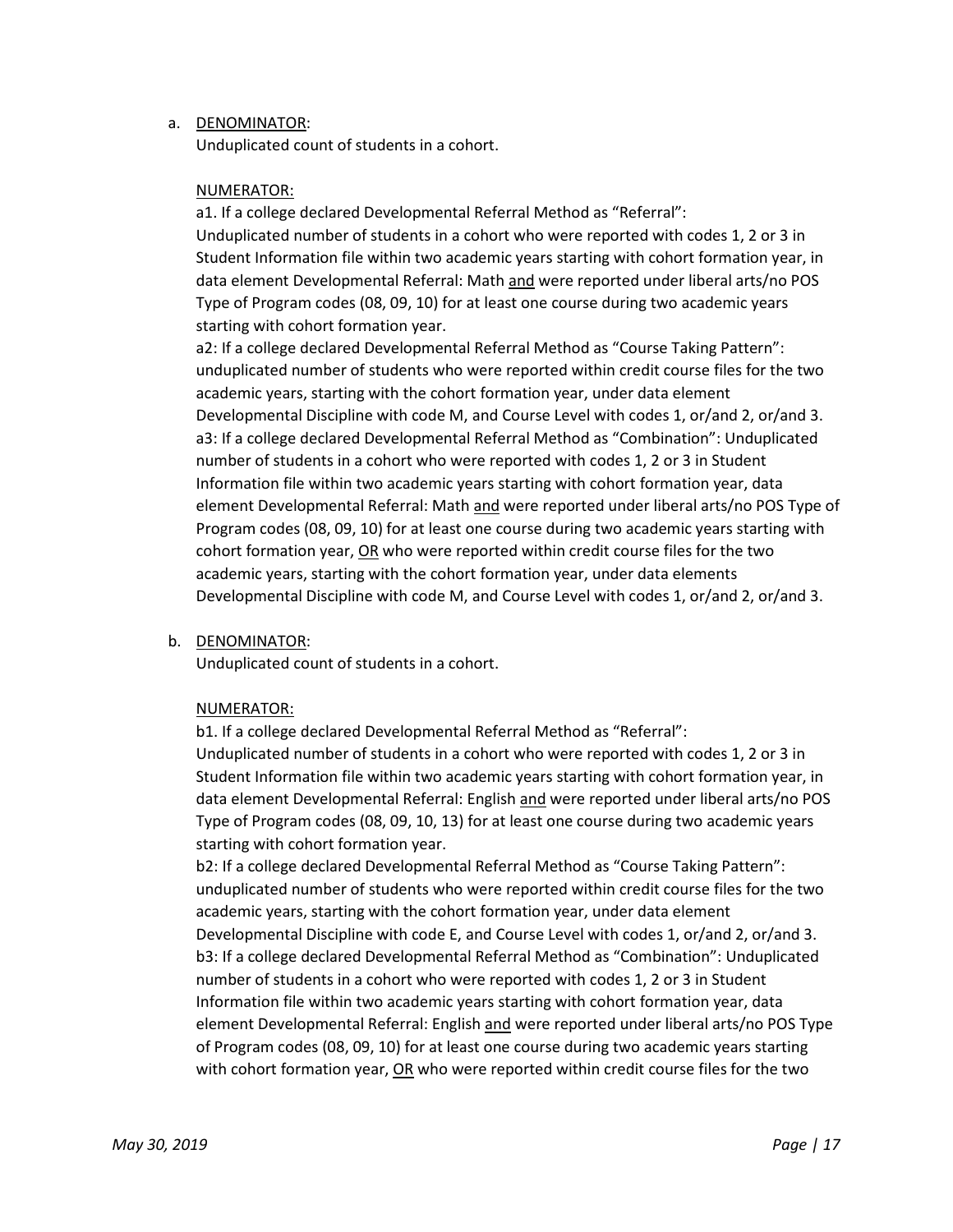a. <u>DENOMINATOR</u>:
   Unduplicated count of students in a cohort.

   <u>NUMERATOR:</u>
   a1. If a college declared Developmental Referral Method as "Referral":
   Unduplicated number of students in a cohort who were reported with codes 1, 2 or 3 in Student Information file within two academic years starting with cohort formation year, in data element Developmental Referral: Math <u>and</u> were reported under liberal arts/no POS Type of Program codes (08, 09, 10) for at least one course during two academic years starting with cohort formation year.
   a2: If a college declared Developmental Referral Method as "Course Taking Pattern": unduplicated number of students who were reported within credit course files for the two academic years, starting with the cohort formation year, under data element Developmental Discipline with code M, and Course Level with codes 1, or/and 2, or/and 3.
   a3: If a college declared Developmental Referral Method as "Combination": Unduplicated number of students in a cohort who were reported with codes 1, 2 or 3 in Student Information file within two academic years starting with cohort formation year, data element Developmental Referral: Math <u>and</u> were reported under liberal arts/no POS Type of Program codes (08, 09, 10) for at least one course during two academic years starting with cohort formation year, <u>OR</u> who were reported within credit course files for the two academic years, starting with the cohort formation year, under data elements Developmental Discipline with code M, and Course Level with codes 1, or/and 2, or/and 3.

b. <u>DENOMINATOR</u>:
   Unduplicated count of students in a cohort.

   <u>NUMERATOR:</u>
   b1. If a college declared Developmental Referral Method as "Referral":
   Unduplicated number of students in a cohort who were reported with codes 1, 2 or 3 in Student Information file within two academic years starting with cohort formation year, in data element Developmental Referral: English <u>and</u> were reported under liberal arts/no POS Type of Program codes (08, 09, 10, 13) for at least one course during two academic years starting with cohort formation year.
   b2: If a college declared Developmental Referral Method as "Course Taking Pattern": unduplicated number of students who were reported within credit course files for the two academic years, starting with the cohort formation year, under data element Developmental Discipline with code E, and Course Level with codes 1, or/and 2, or/and 3.
   b3: If a college declared Developmental Referral Method as "Combination": Unduplicated number of students in a cohort who were reported with codes 1, 2 or 3 in Student Information file within two academic years starting with cohort formation year, data element Developmental Referral: English <u>and</u> were reported under liberal arts/no POS Type of Program codes (08, 09, 10) for at least one course during two academic years starting with cohort formation year, <u>OR</u> who were reported within credit course files for the two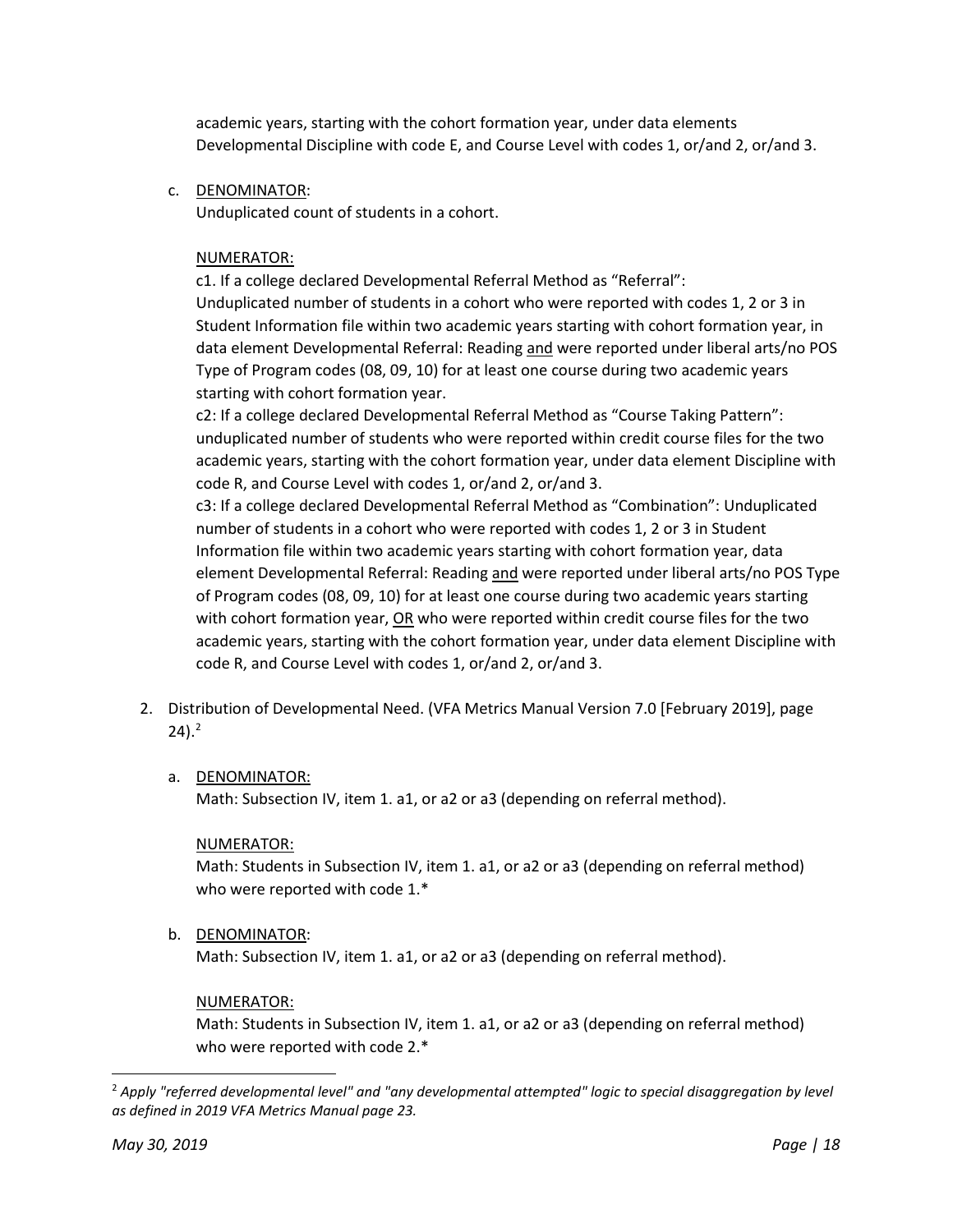academic years, starting with the cohort formation year, under data elements Developmental Discipline with code E, and Course Level with codes 1, or/and 2, or/and 3.

c. DENOMINATOR:
   Unduplicated count of students in a cohort.

   NUMERATOR:
   c1. If a college declared Developmental Referral Method as "Referral":
   Unduplicated number of students in a cohort who were reported with codes 1, 2 or 3 in Student Information file within two academic years starting with cohort formation year, in data element Developmental Referral: Reading and were reported under liberal arts/no POS Type of Program codes (08, 09, 10) for at least one course during two academic years starting with cohort formation year.
   c2: If a college declared Developmental Referral Method as "Course Taking Pattern": unduplicated number of students who were reported within credit course files for the two academic years, starting with the cohort formation year, under data element Discipline with code R, and Course Level with codes 1, or/and 2, or/and 3.
   c3: If a college declared Developmental Referral Method as "Combination": Unduplicated number of students in a cohort who were reported with codes 1, 2 or 3 in Student Information file within two academic years starting with cohort formation year, data element Developmental Referral: Reading and were reported under liberal arts/no POS Type of Program codes (08, 09, 10) for at least one course during two academic years starting with cohort formation year, OR who were reported within credit course files for the two academic years, starting with the cohort formation year, under data element Discipline with code R, and Course Level with codes 1, or/and 2, or/and 3.

2. Distribution of Developmental Need. (VFA Metrics Manual Version 7.0 [February 2019], page 24).[2]

   a. DENOMINATOR:
      Math: Subsection IV, item 1. a1, or a2 or a3 (depending on referral method).

      NUMERATOR:
      Math: Students in Subsection IV, item 1. a1, or a2 or a3 (depending on referral method) who were reported with code 1.*

   b. DENOMINATOR:
      Math: Subsection IV, item 1. a1, or a2 or a3 (depending on referral method).

      NUMERATOR:
      Math: Students in Subsection IV, item 1. a1, or a2 or a3 (depending on referral method) who were reported with code 2.*

[2] *Apply "referred developmental level" and "any developmental attempted" logic to special disaggregation by level as defined in 2019 VFA Metrics Manual page 23.*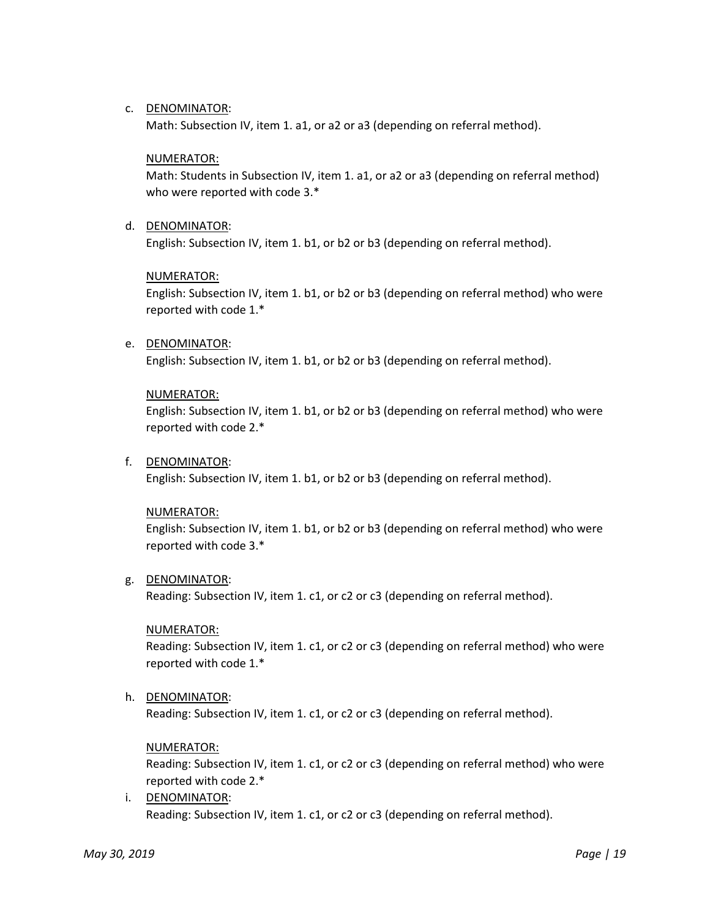c. DENOMINATOR:
   Math: Subsection IV, item 1. a1, or a2 or a3 (depending on referral method).

   NUMERATOR:
   Math: Students in Subsection IV, item 1. a1, or a2 or a3 (depending on referral method) who were reported with code 3.*

d. DENOMINATOR:
   English: Subsection IV, item 1. b1, or b2 or b3 (depending on referral method).

   NUMERATOR:
   English: Subsection IV, item 1. b1, or b2 or b3 (depending on referral method) who were reported with code 1.*

e. DENOMINATOR:
   English: Subsection IV, item 1. b1, or b2 or b3 (depending on referral method).

   NUMERATOR:
   English: Subsection IV, item 1. b1, or b2 or b3 (depending on referral method) who were reported with code 2.*

f. DENOMINATOR:
   English: Subsection IV, item 1. b1, or b2 or b3 (depending on referral method).

   NUMERATOR:
   English: Subsection IV, item 1. b1, or b2 or b3 (depending on referral method) who were reported with code 3.*

g. DENOMINATOR:
   Reading: Subsection IV, item 1. c1, or c2 or c3 (depending on referral method).

   NUMERATOR:
   Reading: Subsection IV, item 1. c1, or c2 or c3 (depending on referral method) who were reported with code 1.*

h. DENOMINATOR:
   Reading: Subsection IV, item 1. c1, or c2 or c3 (depending on referral method).

   NUMERATOR:
   Reading: Subsection IV, item 1. c1, or c2 or c3 (depending on referral method) who were reported with code 2.*

i. DENOMINATOR:
   Reading: Subsection IV, item 1. c1, or c2 or c3 (depending on referral method).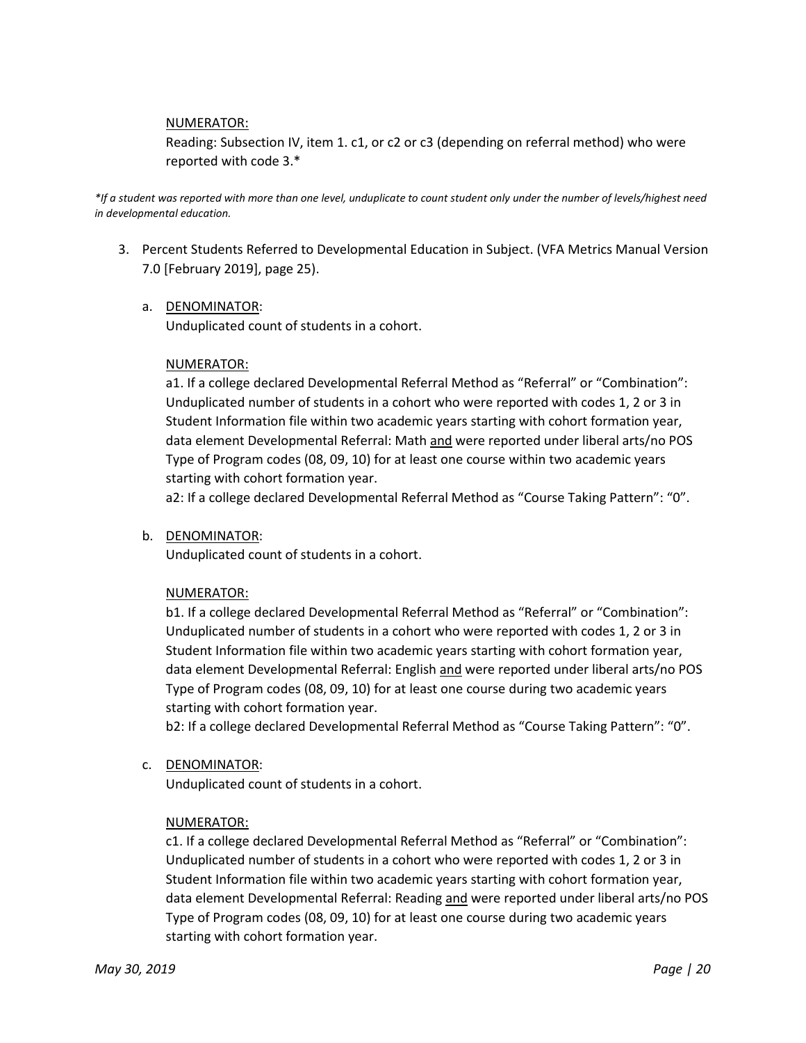NUMERATOR:

Reading: Subsection IV, item 1. c1, or c2 or c3 (depending on referral method) who were reported with code 3.*

*\*If a student was reported with more than one level, unduplicate to count student only under the number of levels/highest need in developmental education.*

3. Percent Students Referred to Developmental Education in Subject. (VFA Metrics Manual Version 7.0 [February 2019], page 25).

   a. DENOMINATOR:

      Unduplicated count of students in a cohort.

      NUMERATOR:

      a1. If a college declared Developmental Referral Method as "Referral" or "Combination": Unduplicated number of students in a cohort who were reported with codes 1, 2 or 3 in Student Information file within two academic years starting with cohort formation year, data element Developmental Referral: Math and were reported under liberal arts/no POS Type of Program codes (08, 09, 10) for at least one course within two academic years starting with cohort formation year.

      a2: If a college declared Developmental Referral Method as "Course Taking Pattern": "0".

   b. DENOMINATOR:

      Unduplicated count of students in a cohort.

      NUMERATOR:

      b1. If a college declared Developmental Referral Method as "Referral" or "Combination": Unduplicated number of students in a cohort who were reported with codes 1, 2 or 3 in Student Information file within two academic years starting with cohort formation year, data element Developmental Referral: English and were reported under liberal arts/no POS Type of Program codes (08, 09, 10) for at least one course during two academic years starting with cohort formation year.

      b2: If a college declared Developmental Referral Method as "Course Taking Pattern": "0".

   c. DENOMINATOR:

      Unduplicated count of students in a cohort.

      NUMERATOR:

      c1. If a college declared Developmental Referral Method as "Referral" or "Combination": Unduplicated number of students in a cohort who were reported with codes 1, 2 or 3 in Student Information file within two academic years starting with cohort formation year, data element Developmental Referral: Reading and were reported under liberal arts/no POS Type of Program codes (08, 09, 10) for at least one course during two academic years starting with cohort formation year.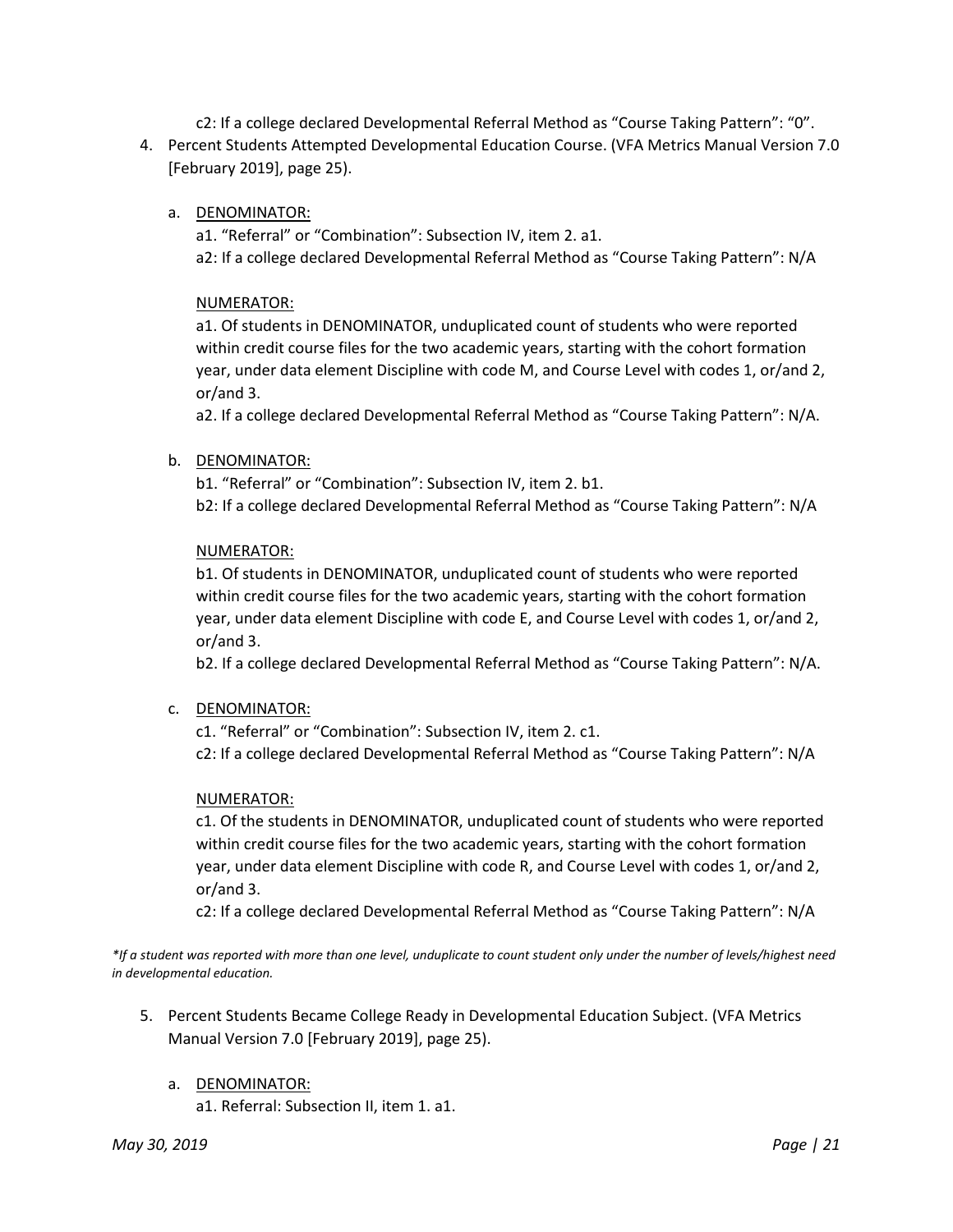c2: If a college declared Developmental Referral Method as “Course Taking Pattern”: “0”.

4. Percent Students Attempted Developmental Education Course. (VFA Metrics Manual Version 7.0 [February 2019], page 25).

   a. <u>DENOMINATOR:</u>

      a1. “Referral” or “Combination”: Subsection IV, item 2. a1.
      a2: If a college declared Developmental Referral Method as “Course Taking Pattern”: N/A

      <u>NUMERATOR:</u>

      a1. Of students in DENOMINATOR, unduplicated count of students who were reported within credit course files for the two academic years, starting with the cohort formation year, under data element Discipline with code M, and Course Level with codes 1, or/and 2, or/and 3.
      a2. If a college declared Developmental Referral Method as “Course Taking Pattern”: N/A.

   b. <u>DENOMINATOR:</u>

      b1. “Referral” or “Combination”: Subsection IV, item 2. b1.
      b2: If a college declared Developmental Referral Method as “Course Taking Pattern”: N/A

      <u>NUMERATOR:</u>

      b1. Of students in DENOMINATOR, unduplicated count of students who were reported within credit course files for the two academic years, starting with the cohort formation year, under data element Discipline with code E, and Course Level with codes 1, or/and 2, or/and 3.
      b2. If a college declared Developmental Referral Method as “Course Taking Pattern”: N/A.

   c. <u>DENOMINATOR:</u>

      c1. “Referral” or “Combination”: Subsection IV, item 2. c1.
      c2: If a college declared Developmental Referral Method as “Course Taking Pattern”: N/A

      <u>NUMERATOR:</u>

      c1. Of the students in DENOMINATOR, unduplicated count of students who were reported within credit course files for the two academic years, starting with the cohort formation year, under data element Discipline with code R, and Course Level with codes 1, or/and 2, or/and 3.
      c2: If a college declared Developmental Referral Method as “Course Taking Pattern”: N/A

*\*If a student was reported with more than one level, unduplicate to count student only under the number of levels/highest need in developmental education.*

5. Percent Students Became College Ready in Developmental Education Subject. (VFA Metrics Manual Version 7.0 [February 2019], page 25).

   a. <u>DENOMINATOR:</u>

      a1. Referral: Subsection II, item 1. a1.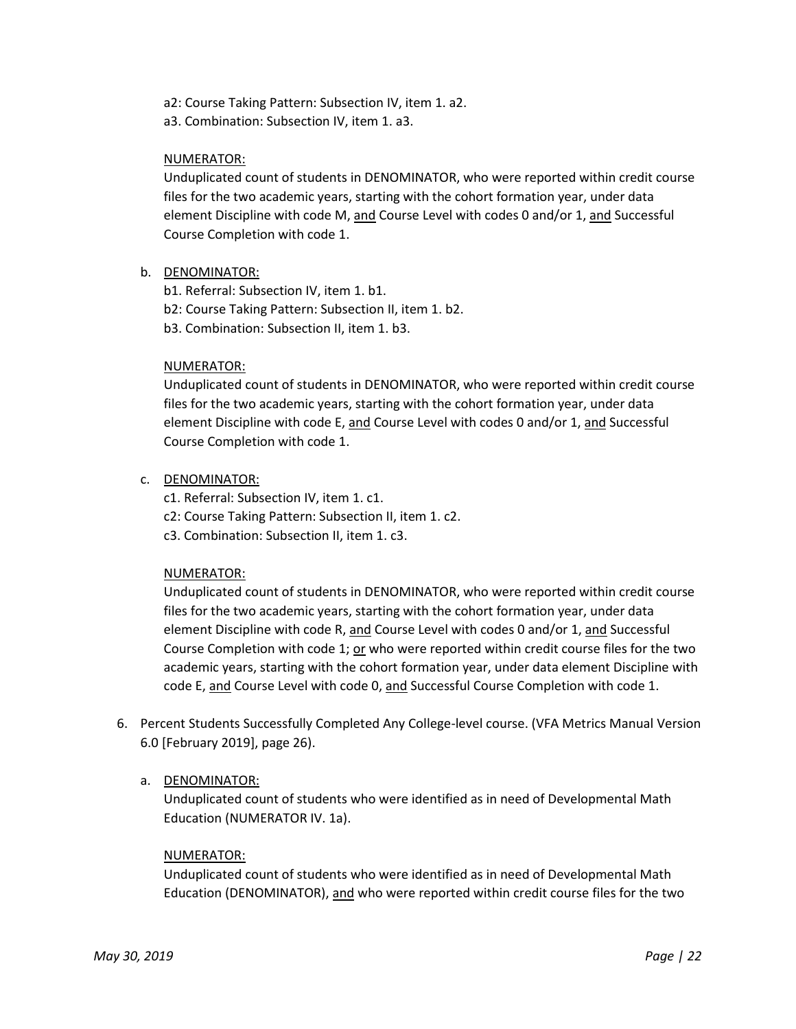a2: Course Taking Pattern: Subsection IV, item 1. a2.
a3. Combination: Subsection IV, item 1. a3.

<u>NUMERATOR:</u>
Unduplicated count of students in DENOMINATOR, who were reported within credit course files for the two academic years, starting with the cohort formation year, under data element Discipline with code M, <u>and</u> Course Level with codes 0 and/or 1, <u>and</u> Successful Course Completion with code 1.

b. <u>DENOMINATOR:</u>
   b1. Referral: Subsection IV, item 1. b1.
   b2: Course Taking Pattern: Subsection II, item 1. b2.
   b3. Combination: Subsection II, item 1. b3.

   <u>NUMERATOR:</u>
   Unduplicated count of students in DENOMINATOR, who were reported within credit course files for the two academic years, starting with the cohort formation year, under data element Discipline with code E, <u>and</u> Course Level with codes 0 and/or 1, <u>and</u> Successful Course Completion with code 1.

c. <u>DENOMINATOR:</u>
   c1. Referral: Subsection IV, item 1. c1.
   c2: Course Taking Pattern: Subsection II, item 1. c2.
   c3. Combination: Subsection II, item 1. c3.

   <u>NUMERATOR:</u>
   Unduplicated count of students in DENOMINATOR, who were reported within credit course files for the two academic years, starting with the cohort formation year, under data element Discipline with code R, <u>and</u> Course Level with codes 0 and/or 1, <u>and</u> Successful Course Completion with code 1; <u>or</u> who were reported within credit course files for the two academic years, starting with the cohort formation year, under data element Discipline with code E, <u>and</u> Course Level with code 0, <u>and</u> Successful Course Completion with code 1.

6. Percent Students Successfully Completed Any College-level course. (VFA Metrics Manual Version 6.0 [February 2019], page 26).

   a. <u>DENOMINATOR:</u>
      Unduplicated count of students who were identified as in need of Developmental Math Education (NUMERATOR IV. 1a).

      <u>NUMERATOR:</u>
      Unduplicated count of students who were identified as in need of Developmental Math Education (DENOMINATOR), <u>and</u> who were reported within credit course files for the two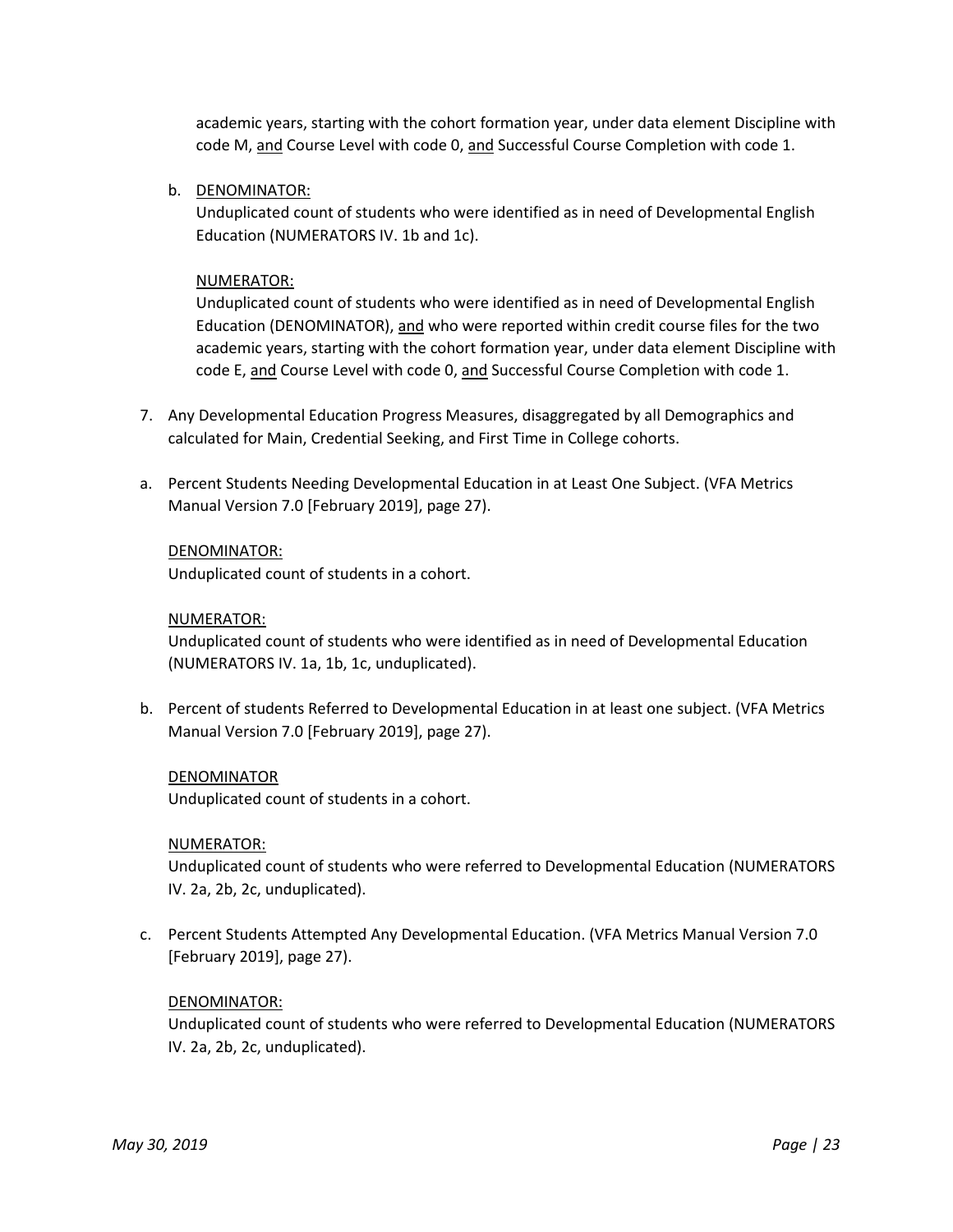academic years, starting with the cohort formation year, under data element Discipline with code M, <u>and</u> Course Level with code 0, <u>and</u> Successful Course Completion with code 1.

b. <u>DENOMINATOR:</u>
   Unduplicated count of students who were identified as in need of Developmental English Education (NUMERATORS IV. 1b and 1c).

   <u>NUMERATOR:</u>
   Unduplicated count of students who were identified as in need of Developmental English Education (DENOMINATOR), <u>and</u> who were reported within credit course files for the two academic years, starting with the cohort formation year, under data element Discipline with code E, <u>and</u> Course Level with code 0, <u>and</u> Successful Course Completion with code 1.

7. Any Developmental Education Progress Measures, disaggregated by all Demographics and calculated for Main, Credential Seeking, and First Time in College cohorts.

a. Percent Students Needing Developmental Education in at Least One Subject. (VFA Metrics Manual Version 7.0 [February 2019], page 27).

   <u>DENOMINATOR:</u>
   Unduplicated count of students in a cohort.

   <u>NUMERATOR:</u>
   Unduplicated count of students who were identified as in need of Developmental Education (NUMERATORS IV. 1a, 1b, 1c, unduplicated).

b. Percent of students Referred to Developmental Education in at least one subject. (VFA Metrics Manual Version 7.0 [February 2019], page 27).

   <u>DENOMINATOR</u>
   Unduplicated count of students in a cohort.

   <u>NUMERATOR:</u>
   Unduplicated count of students who were referred to Developmental Education (NUMERATORS IV. 2a, 2b, 2c, unduplicated).

c. Percent Students Attempted Any Developmental Education. (VFA Metrics Manual Version 7.0 [February 2019], page 27).

   <u>DENOMINATOR:</u>
   Unduplicated count of students who were referred to Developmental Education (NUMERATORS IV. 2a, 2b, 2c, unduplicated).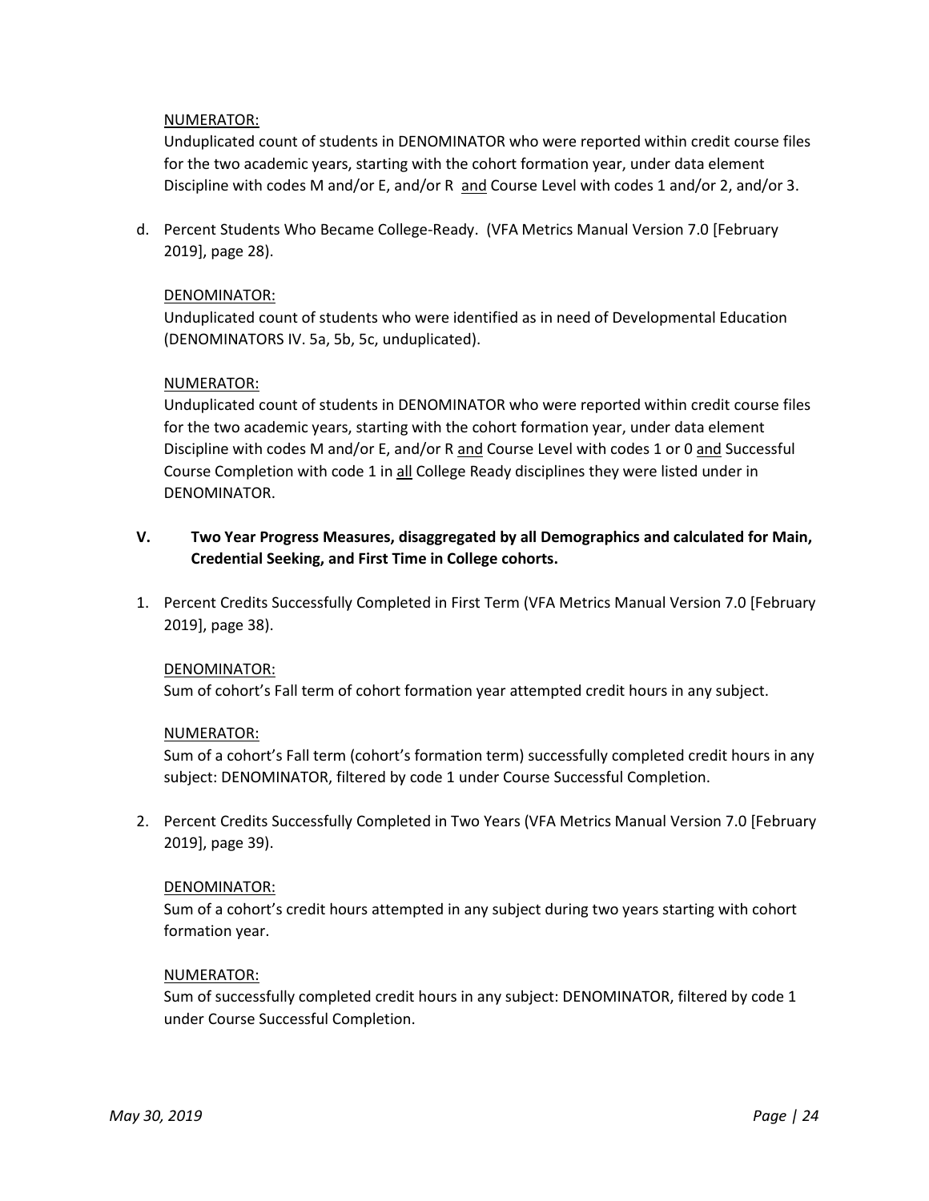NUMERATOR:

Unduplicated count of students in DENOMINATOR who were reported within credit course files for the two academic years, starting with the cohort formation year, under data element Discipline with codes M and/or E, and/or R and Course Level with codes 1 and/or 2, and/or 3.

d. Percent Students Who Became College-Ready. (VFA Metrics Manual Version 7.0 [February 2019], page 28).

   DENOMINATOR:

   Unduplicated count of students who were identified as in need of Developmental Education (DENOMINATORS IV. 5a, 5b, 5c, unduplicated).

   NUMERATOR:

   Unduplicated count of students in DENOMINATOR who were reported within credit course files for the two academic years, starting with the cohort formation year, under data element Discipline with codes M and/or E, and/or R and Course Level with codes 1 or 0 and Successful Course Completion with code 1 in all College Ready disciplines they were listed under in DENOMINATOR.

## V. Two Year Progress Measures, disaggregated by all Demographics and calculated for Main, Credential Seeking, and First Time in College cohorts.

1. Percent Credits Successfully Completed in First Term (VFA Metrics Manual Version 7.0 [February 2019], page 38).

   DENOMINATOR:

   Sum of cohort's Fall term of cohort formation year attempted credit hours in any subject.

   NUMERATOR:

   Sum of a cohort's Fall term (cohort's formation term) successfully completed credit hours in any subject: DENOMINATOR, filtered by code 1 under Course Successful Completion.

2. Percent Credits Successfully Completed in Two Years (VFA Metrics Manual Version 7.0 [February 2019], page 39).

   DENOMINATOR:

   Sum of a cohort's credit hours attempted in any subject during two years starting with cohort formation year.

   NUMERATOR:

   Sum of successfully completed credit hours in any subject: DENOMINATOR, filtered by code 1 under Course Successful Completion.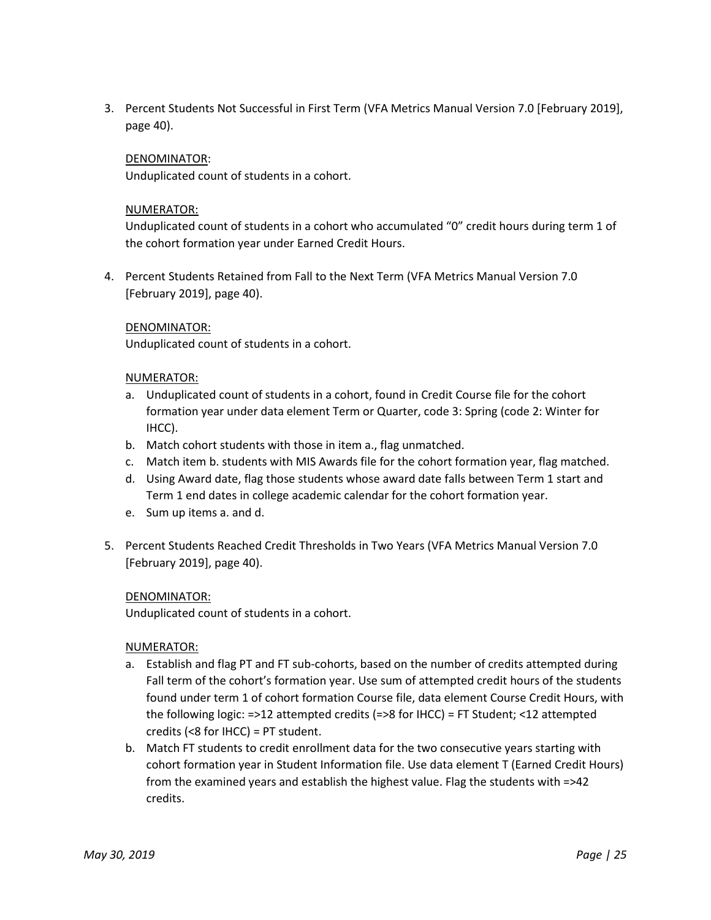3. Percent Students Not Successful in First Term (VFA Metrics Manual Version 7.0 [February 2019], page 40).

   DENOMINATOR:
   Unduplicated count of students in a cohort.

   NUMERATOR:
   Unduplicated count of students in a cohort who accumulated "0" credit hours during term 1 of the cohort formation year under Earned Credit Hours.

4. Percent Students Retained from Fall to the Next Term (VFA Metrics Manual Version 7.0 [February 2019], page 40).

   DENOMINATOR:
   Unduplicated count of students in a cohort.

   NUMERATOR:
   a. Unduplicated count of students in a cohort, found in Credit Course file for the cohort formation year under data element Term or Quarter, code 3: Spring (code 2: Winter for IHCC).
   b. Match cohort students with those in item a., flag unmatched.
   c. Match item b. students with MIS Awards file for the cohort formation year, flag matched.
   d. Using Award date, flag those students whose award date falls between Term 1 start and Term 1 end dates in college academic calendar for the cohort formation year.
   e. Sum up items a. and d.

5. Percent Students Reached Credit Thresholds in Two Years (VFA Metrics Manual Version 7.0 [February 2019], page 40).

   DENOMINATOR:
   Unduplicated count of students in a cohort.

   NUMERATOR:
   a. Establish and flag PT and FT sub-cohorts, based on the number of credits attempted during Fall term of the cohort's formation year. Use sum of attempted credit hours of the students found under term 1 of cohort formation Course file, data element Course Credit Hours, with the following logic: =>12 attempted credits (=>8 for IHCC) = FT Student; <12 attempted credits (<8 for IHCC) = PT student.
   b. Match FT students to credit enrollment data for the two consecutive years starting with cohort formation year in Student Information file. Use data element T (Earned Credit Hours) from the examined years and establish the highest value. Flag the students with =>42 credits.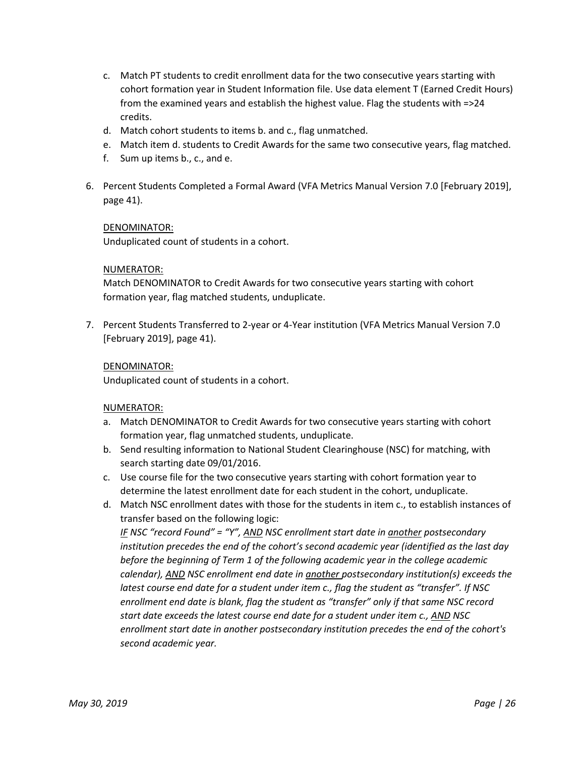c. Match PT students to credit enrollment data for the two consecutive years starting with cohort formation year in Student Information file. Use data element T (Earned Credit Hours) from the examined years and establish the highest value. Flag the students with =>24 credits.
d. Match cohort students to items b. and c., flag unmatched.
e. Match item d. students to Credit Awards for the same two consecutive years, flag matched.
f. Sum up items b., c., and e.

6. Percent Students Completed a Formal Award (VFA Metrics Manual Version 7.0 [February 2019], page 41).

   <u>DENOMINATOR:</u>
   Unduplicated count of students in a cohort.

   <u>NUMERATOR:</u>
   Match DENOMINATOR to Credit Awards for two consecutive years starting with cohort formation year, flag matched students, unduplicate.

7. Percent Students Transferred to 2-year or 4-Year institution (VFA Metrics Manual Version 7.0 [February 2019], page 41).

   <u>DENOMINATOR:</u>
   Unduplicated count of students in a cohort.

   <u>NUMERATOR:</u>
   a. Match DENOMINATOR to Credit Awards for two consecutive years starting with cohort formation year, flag unmatched students, unduplicate.
   b. Send resulting information to National Student Clearinghouse (NSC) for matching, with search starting date 09/01/2016.
   c. Use course file for the two consecutive years starting with cohort formation year to determine the latest enrollment date for each student in the cohort, unduplicate.
   d. Match NSC enrollment dates with those for the students in item c., to establish instances of transfer based on the following logic:
   *<u>IF</u> NSC "record Found" = "Y", <u>AND</u> NSC enrollment start date in <u>another</u> postsecondary institution precedes the end of the cohort's second academic year (identified as the last day before the beginning of Term 1 of the following academic year in the college academic calendar), <u>AND</u> NSC enrollment end date in <u>another</u> postsecondary institution(s) exceeds the latest course end date for a student under item c., flag the student as "transfer". If NSC enrollment end date is blank, flag the student as "transfer" only if that same NSC record start date exceeds the latest course end date for a student under item c., <u>AND</u> NSC enrollment start date in another postsecondary institution precedes the end of the cohort's second academic year.*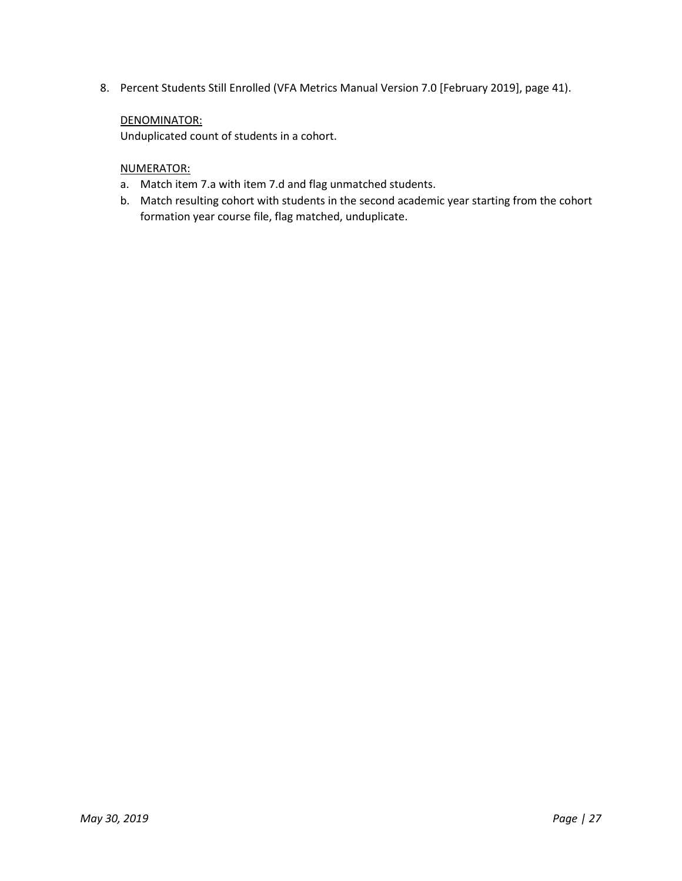8. Percent Students Still Enrolled (VFA Metrics Manual Version 7.0 [February 2019], page 41).

   <u>DENOMINATOR:</u>
   Unduplicated count of students in a cohort.

   <u>NUMERATOR:</u>
   a. Match item 7.a with item 7.d and flag unmatched students.
   b. Match resulting cohort with students in the second academic year starting from the cohort formation year course file, flag matched, unduplicate.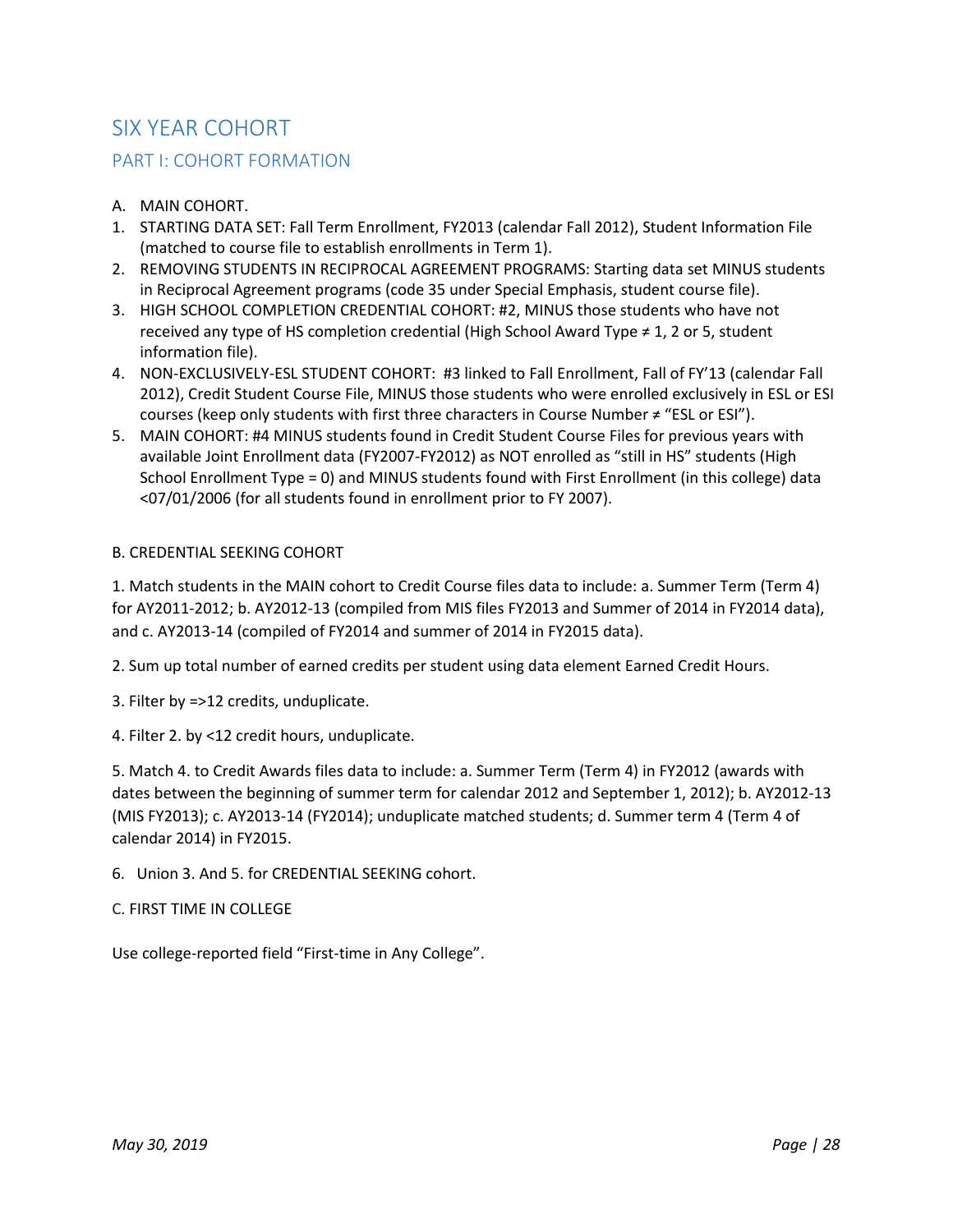# SIX YEAR COHORT

## PART I: COHORT FORMATION

A. MAIN COHORT.

1. STARTING DATA SET: Fall Term Enrollment, FY2013 (calendar Fall 2012), Student Information File (matched to course file to establish enrollments in Term 1).
2. REMOVING STUDENTS IN RECIPROCAL AGREEMENT PROGRAMS: Starting data set MINUS students in Reciprocal Agreement programs (code 35 under Special Emphasis, student course file).
3. HIGH SCHOOL COMPLETION CREDENTIAL COHORT: #2, MINUS those students who have not received any type of HS completion credential (High School Award Type ≠ 1, 2 or 5, student information file).
4. NON-EXCLUSIVELY-ESL STUDENT COHORT: #3 linked to Fall Enrollment, Fall of FY'13 (calendar Fall 2012), Credit Student Course File, MINUS those students who were enrolled exclusively in ESL or ESI courses (keep only students with first three characters in Course Number ≠ "ESL or ESI").
5. MAIN COHORT: #4 MINUS students found in Credit Student Course Files for previous years with available Joint Enrollment data (FY2007-FY2012) as NOT enrolled as "still in HS" students (High School Enrollment Type = 0) and MINUS students found with First Enrollment (in this college) data <07/01/2006 (for all students found in enrollment prior to FY 2007).

B. CREDENTIAL SEEKING COHORT

1. Match students in the MAIN cohort to Credit Course files data to include: a. Summer Term (Term 4) for AY2011-2012; b. AY2012-13 (compiled from MIS files FY2013 and Summer of 2014 in FY2014 data), and c. AY2013-14 (compiled of FY2014 and summer of 2014 in FY2015 data).

2. Sum up total number of earned credits per student using data element Earned Credit Hours.

3. Filter by =>12 credits, unduplicate.

4. Filter 2. by <12 credit hours, unduplicate.

5. Match 4. to Credit Awards files data to include: a. Summer Term (Term 4) in FY2012 (awards with dates between the beginning of summer term for calendar 2012 and September 1, 2012); b. AY2012-13 (MIS FY2013); c. AY2013-14 (FY2014); unduplicate matched students; d. Summer term 4 (Term 4 of calendar 2014) in FY2015.

6. Union 3. And 5. for CREDENTIAL SEEKING cohort.

C. FIRST TIME IN COLLEGE

Use college-reported field "First-time in Any College".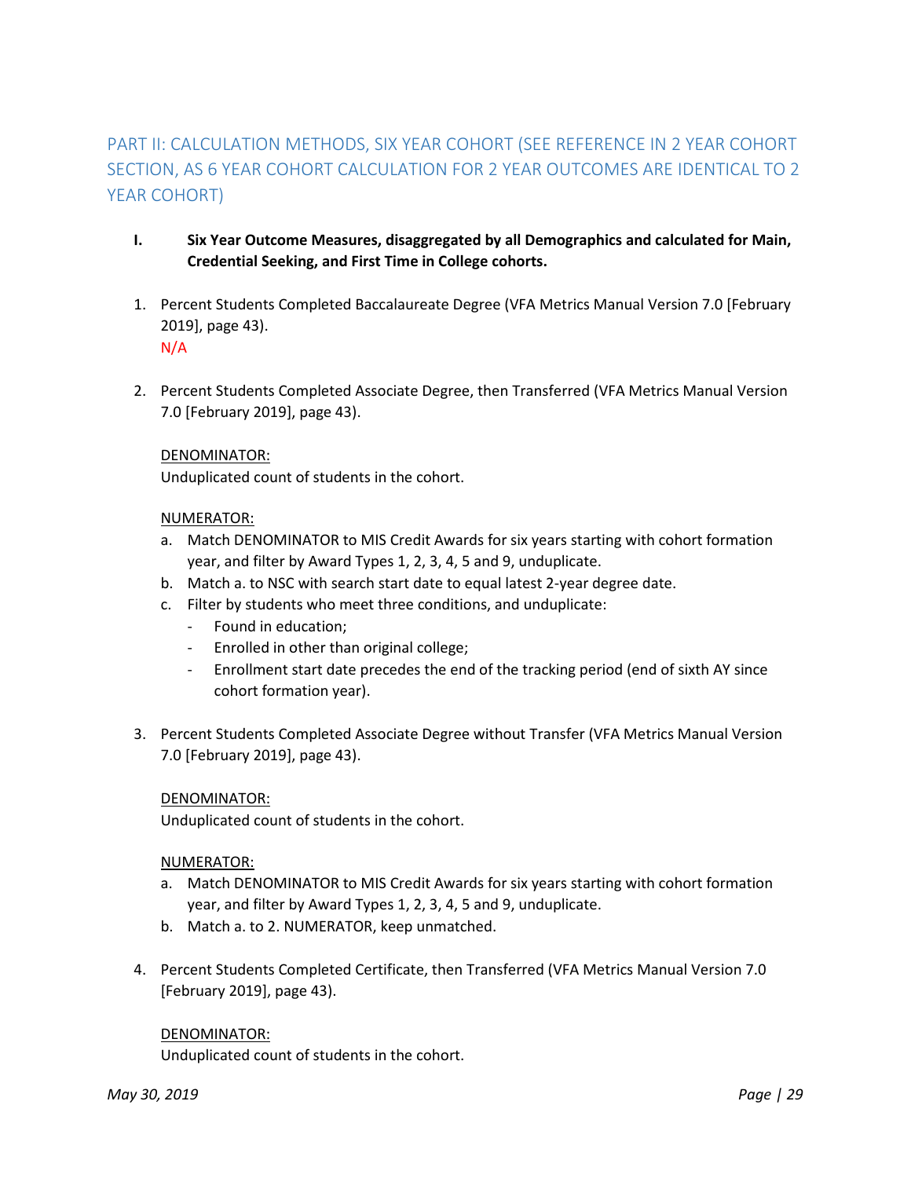## PART II: CALCULATION METHODS, SIX YEAR COHORT (SEE REFERENCE IN 2 YEAR COHORT SECTION, AS 6 YEAR COHORT CALCULATION FOR 2 YEAR OUTCOMES ARE IDENTICAL TO 2 YEAR COHORT)

**I. Six Year Outcome Measures, disaggregated by all Demographics and calculated for Main, Credential Seeking, and First Time in College cohorts.**

1. Percent Students Completed Baccalaureate Degree (VFA Metrics Manual Version 7.0 [February 2019], page 43).
   N/A

2. Percent Students Completed Associate Degree, then Transferred (VFA Metrics Manual Version 7.0 [February 2019], page 43).

   DENOMINATOR:
   Unduplicated count of students in the cohort.

   NUMERATOR:
   a. Match DENOMINATOR to MIS Credit Awards for six years starting with cohort formation year, and filter by Award Types 1, 2, 3, 4, 5 and 9, unduplicate.
   b. Match a. to NSC with search start date to equal latest 2-year degree date.
   c. Filter by students who meet three conditions, and unduplicate:
      - Found in education;
      - Enrolled in other than original college;
      - Enrollment start date precedes the end of the tracking period (end of sixth AY since cohort formation year).

3. Percent Students Completed Associate Degree without Transfer (VFA Metrics Manual Version 7.0 [February 2019], page 43).

   DENOMINATOR:
   Unduplicated count of students in the cohort.

   NUMERATOR:
   a. Match DENOMINATOR to MIS Credit Awards for six years starting with cohort formation year, and filter by Award Types 1, 2, 3, 4, 5 and 9, unduplicate.
   b. Match a. to 2. NUMERATOR, keep unmatched.

4. Percent Students Completed Certificate, then Transferred (VFA Metrics Manual Version 7.0 [February 2019], page 43).

   DENOMINATOR:
   Unduplicated count of students in the cohort.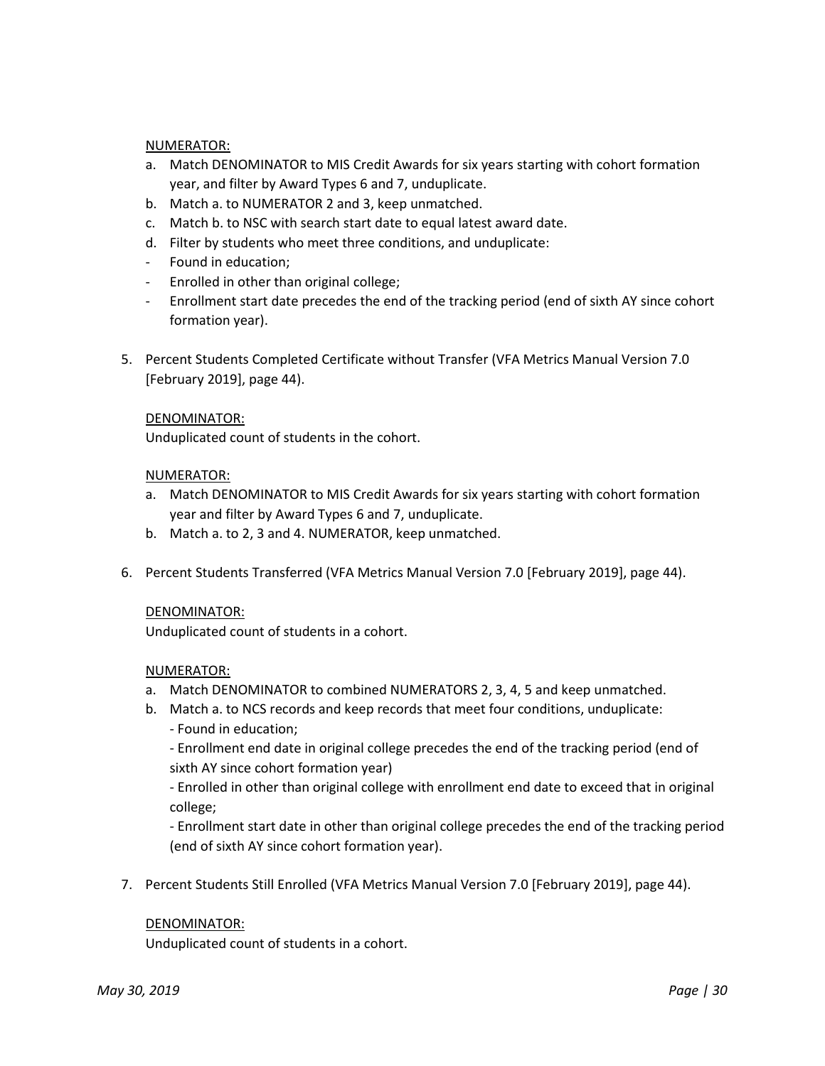NUMERATOR:

a. Match DENOMINATOR to MIS Credit Awards for six years starting with cohort formation year, and filter by Award Types 6 and 7, unduplicate.
b. Match a. to NUMERATOR 2 and 3, keep unmatched.
c. Match b. to NSC with search start date to equal latest award date.
d. Filter by students who meet three conditions, and unduplicate:
- Found in education;
- Enrolled in other than original college;
- Enrollment start date precedes the end of the tracking period (end of sixth AY since cohort formation year).

5. Percent Students Completed Certificate without Transfer (VFA Metrics Manual Version 7.0 [February 2019], page 44).

   DENOMINATOR:
   Unduplicated count of students in the cohort.

   NUMERATOR:
   a. Match DENOMINATOR to MIS Credit Awards for six years starting with cohort formation year and filter by Award Types 6 and 7, unduplicate.
   b. Match a. to 2, 3 and 4. NUMERATOR, keep unmatched.

6. Percent Students Transferred (VFA Metrics Manual Version 7.0 [February 2019], page 44).

   DENOMINATOR:
   Unduplicated count of students in a cohort.

   NUMERATOR:
   a. Match DENOMINATOR to combined NUMERATORS 2, 3, 4, 5 and keep unmatched.
   b. Match a. to NCS records and keep records that meet four conditions, unduplicate:
      - Found in education;
      - Enrollment end date in original college precedes the end of the tracking period (end of sixth AY since cohort formation year)
      - Enrolled in other than original college with enrollment end date to exceed that in original college;
      - Enrollment start date in other than original college precedes the end of the tracking period (end of sixth AY since cohort formation year).

7. Percent Students Still Enrolled (VFA Metrics Manual Version 7.0 [February 2019], page 44).

   DENOMINATOR:
   Unduplicated count of students in a cohort.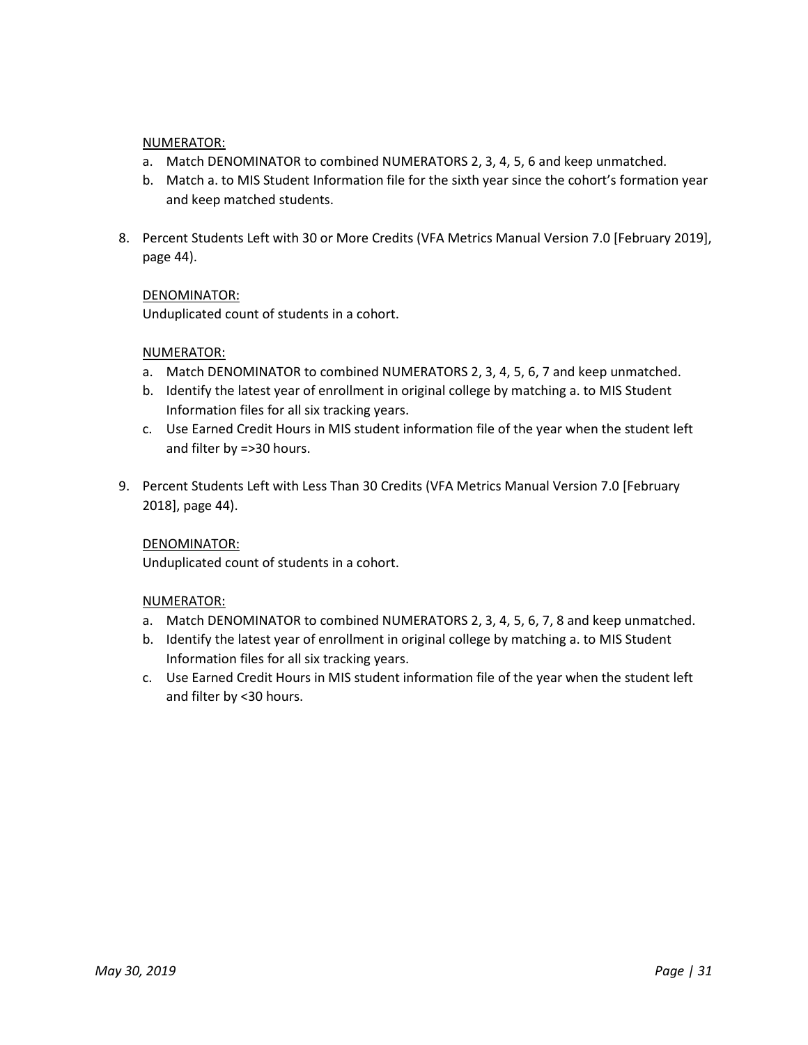<u>NUMERATOR:</u>

a. Match DENOMINATOR to combined NUMERATORS 2, 3, 4, 5, 6 and keep unmatched.
b. Match a. to MIS Student Information file for the sixth year since the cohort's formation year and keep matched students.

8. Percent Students Left with 30 or More Credits (VFA Metrics Manual Version 7.0 [February 2019], page 44).

   <u>DENOMINATOR:</u>
   Unduplicated count of students in a cohort.

   <u>NUMERATOR:</u>
   a. Match DENOMINATOR to combined NUMERATORS 2, 3, 4, 5, 6, 7 and keep unmatched.
   b. Identify the latest year of enrollment in original college by matching a. to MIS Student Information files for all six tracking years.
   c. Use Earned Credit Hours in MIS student information file of the year when the student left and filter by =>30 hours.

9. Percent Students Left with Less Than 30 Credits (VFA Metrics Manual Version 7.0 [February 2018], page 44).

   <u>DENOMINATOR:</u>
   Unduplicated count of students in a cohort.

   <u>NUMERATOR:</u>
   a. Match DENOMINATOR to combined NUMERATORS 2, 3, 4, 5, 6, 7, 8 and keep unmatched.
   b. Identify the latest year of enrollment in original college by matching a. to MIS Student Information files for all six tracking years.
   c. Use Earned Credit Hours in MIS student information file of the year when the student left and filter by <30 hours.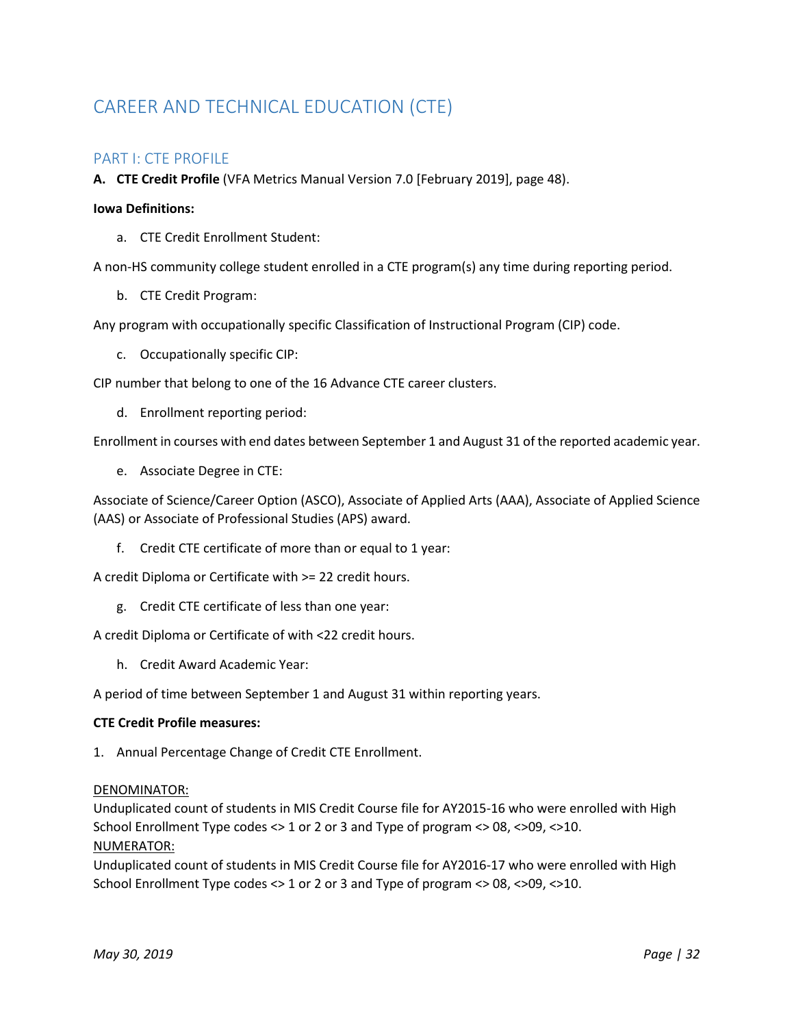# CAREER AND TECHNICAL EDUCATION (CTE)

## PART I: CTE PROFILE

**A. CTE Credit Profile** (VFA Metrics Manual Version 7.0 [February 2019], page 48).

**Iowa Definitions:**

a. CTE Credit Enrollment Student:

A non-HS community college student enrolled in a CTE program(s) any time during reporting period.

b. CTE Credit Program:

Any program with occupationally specific Classification of Instructional Program (CIP) code.

c. Occupationally specific CIP:

CIP number that belong to one of the 16 Advance CTE career clusters.

d. Enrollment reporting period:

Enrollment in courses with end dates between September 1 and August 31 of the reported academic year.

e. Associate Degree in CTE:

Associate of Science/Career Option (ASCO), Associate of Applied Arts (AAA), Associate of Applied Science (AAS) or Associate of Professional Studies (APS) award.

f. Credit CTE certificate of more than or equal to 1 year:

A credit Diploma or Certificate with >= 22 credit hours.

g. Credit CTE certificate of less than one year:

A credit Diploma or Certificate of with <22 credit hours.

h. Credit Award Academic Year:

A period of time between September 1 and August 31 within reporting years.

**CTE Credit Profile measures:**

1. Annual Percentage Change of Credit CTE Enrollment.

<u>DENOMINATOR:</u>
Unduplicated count of students in MIS Credit Course file for AY2015-16 who were enrolled with High School Enrollment Type codes <> 1 or 2 or 3 and Type of program <> 08, <>09, <>10.
<u>NUMERATOR:</u>
Unduplicated count of students in MIS Credit Course file for AY2016-17 who were enrolled with High School Enrollment Type codes <> 1 or 2 or 3 and Type of program <> 08, <>09, <>10.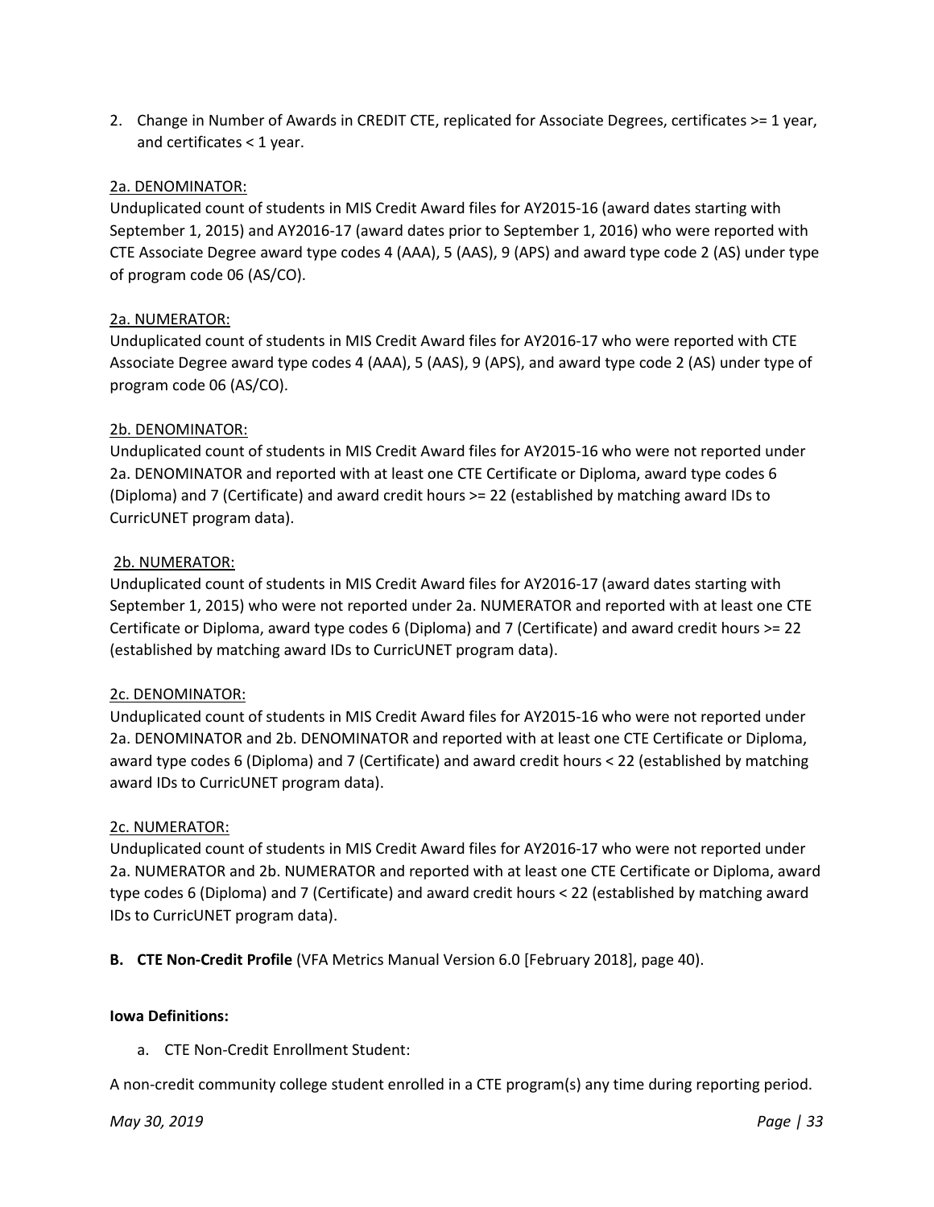2. Change in Number of Awards in CREDIT CTE, replicated for Associate Degrees, certificates >= 1 year, and certificates < 1 year.

<u>2a. DENOMINATOR:</u>
Unduplicated count of students in MIS Credit Award files for AY2015-16 (award dates starting with September 1, 2015) and AY2016-17 (award dates prior to September 1, 2016) who were reported with CTE Associate Degree award type codes 4 (AAA), 5 (AAS), 9 (APS) and award type code 2 (AS) under type of program code 06 (AS/CO).

<u>2a. NUMERATOR:</u>
Unduplicated count of students in MIS Credit Award files for AY2016-17 who were reported with CTE Associate Degree award type codes 4 (AAA), 5 (AAS), 9 (APS), and award type code 2 (AS) under type of program code 06 (AS/CO).

<u>2b. DENOMINATOR:</u>
Unduplicated count of students in MIS Credit Award files for AY2015-16 who were not reported under 2a. DENOMINATOR and reported with at least one CTE Certificate or Diploma, award type codes 6 (Diploma) and 7 (Certificate) and award credit hours >= 22 (established by matching award IDs to CurricUNET program data).

<u>2b. NUMERATOR:</u>
Unduplicated count of students in MIS Credit Award files for AY2016-17 (award dates starting with September 1, 2015) who were not reported under 2a. NUMERATOR and reported with at least one CTE Certificate or Diploma, award type codes 6 (Diploma) and 7 (Certificate) and award credit hours >= 22 (established by matching award IDs to CurricUNET program data).

<u>2c. DENOMINATOR:</u>
Unduplicated count of students in MIS Credit Award files for AY2015-16 who were not reported under 2a. DENOMINATOR and 2b. DENOMINATOR and reported with at least one CTE Certificate or Diploma, award type codes 6 (Diploma) and 7 (Certificate) and award credit hours < 22 (established by matching award IDs to CurricUNET program data).

<u>2c. NUMERATOR:</u>
Unduplicated count of students in MIS Credit Award files for AY2016-17 who were not reported under 2a. NUMERATOR and 2b. NUMERATOR and reported with at least one CTE Certificate or Diploma, award type codes 6 (Diploma) and 7 (Certificate) and award credit hours < 22 (established by matching award IDs to CurricUNET program data).

**B. CTE Non-Credit Profile** (VFA Metrics Manual Version 6.0 [February 2018], page 40).

**Iowa Definitions:**

a. CTE Non-Credit Enrollment Student:

A non-credit community college student enrolled in a CTE program(s) any time during reporting period.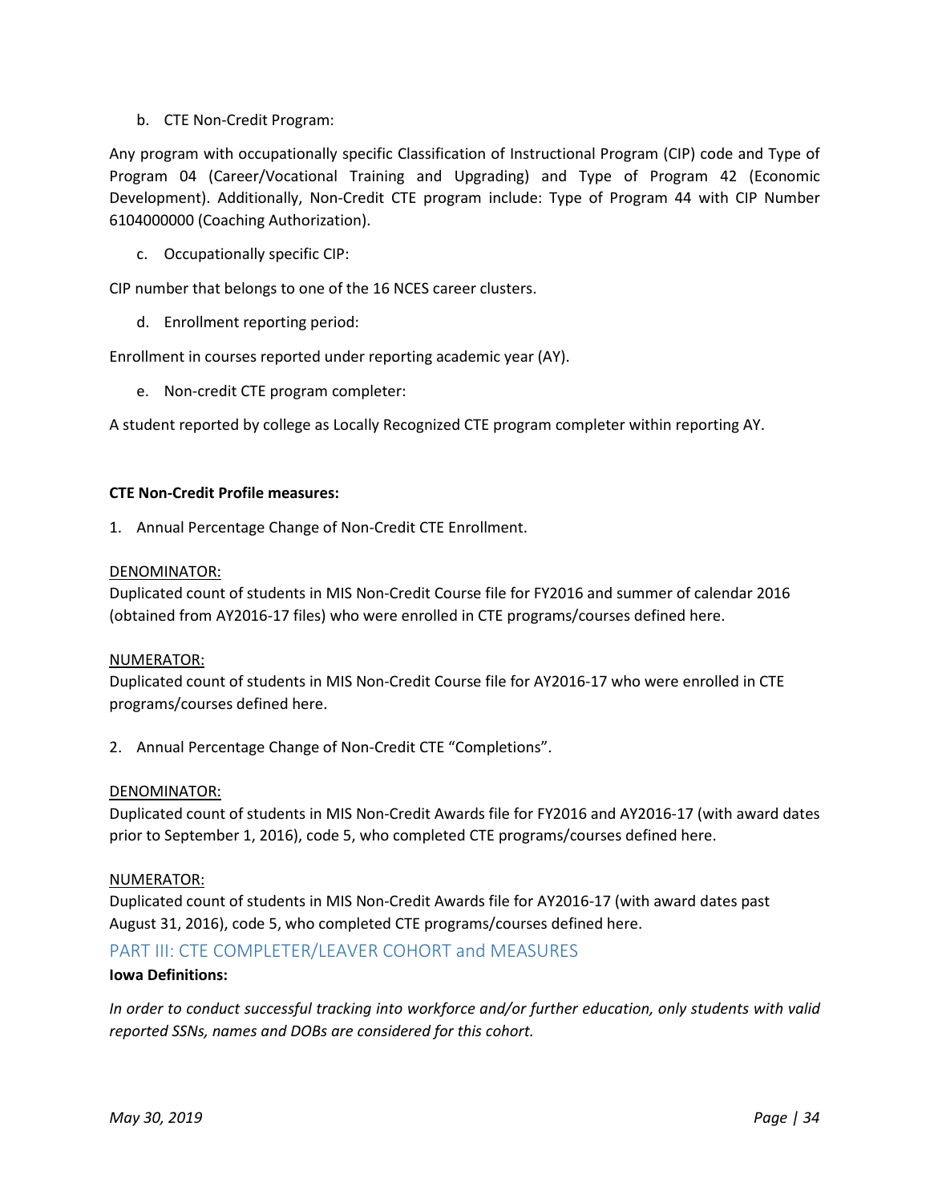b. CTE Non-Credit Program:

Any program with occupationally specific Classification of Instructional Program (CIP) code and Type of Program 04 (Career/Vocational Training and Upgrading) and Type of Program 42 (Economic Development). Additionally, Non-Credit CTE program include: Type of Program 44 with CIP Number 6104000000 (Coaching Authorization).

c. Occupationally specific CIP:

CIP number that belongs to one of the 16 NCES career clusters.

d. Enrollment reporting period:

Enrollment in courses reported under reporting academic year (AY).

e. Non-credit CTE program completer:

A student reported by college as Locally Recognized CTE program completer within reporting AY.

**CTE Non-Credit Profile measures:**

1. Annual Percentage Change of Non-Credit CTE Enrollment.

DENOMINATOR:
Duplicated count of students in MIS Non-Credit Course file for FY2016 and summer of calendar 2016 (obtained from AY2016-17 files) who were enrolled in CTE programs/courses defined here.

NUMERATOR:
Duplicated count of students in MIS Non-Credit Course file for AY2016-17 who were enrolled in CTE programs/courses defined here.

2. Annual Percentage Change of Non-Credit CTE "Completions".

DENOMINATOR:
Duplicated count of students in MIS Non-Credit Awards file for FY2016 and AY2016-17 (with award dates prior to September 1, 2016), code 5, who completed CTE programs/courses defined here.

NUMERATOR:
Duplicated count of students in MIS Non-Credit Awards file for AY2016-17 (with award dates past August 31, 2016), code 5, who completed CTE programs/courses defined here.

## PART III: CTE COMPLETER/LEAVER COHORT and MEASURES

**Iowa Definitions:**

*In order to conduct successful tracking into workforce and/or further education, only students with valid reported SSNs, names and DOBs are considered for this cohort.*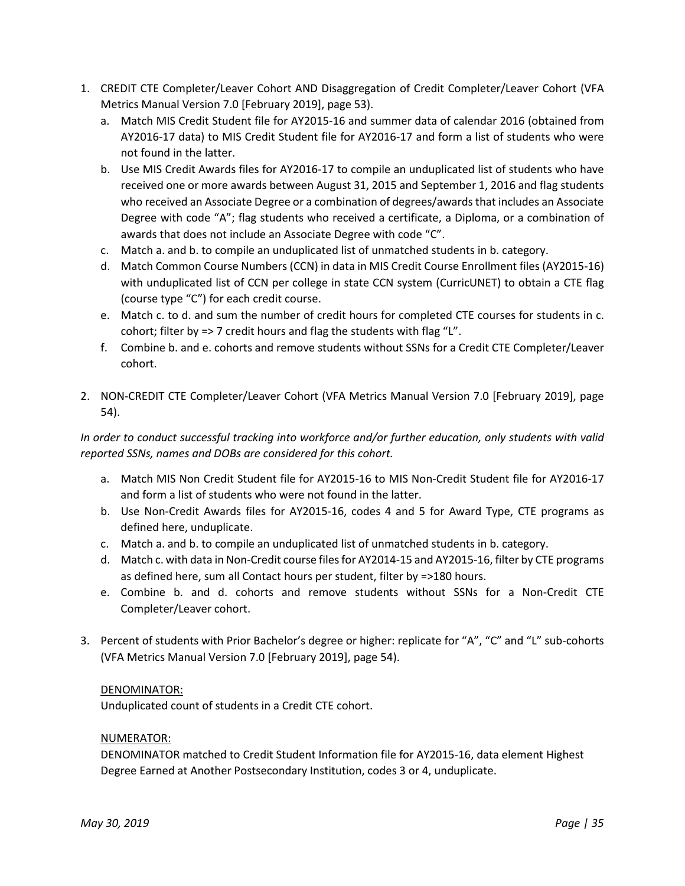1. CREDIT CTE Completer/Leaver Cohort AND Disaggregation of Credit Completer/Leaver Cohort (VFA Metrics Manual Version 7.0 [February 2019], page 53).
   a. Match MIS Credit Student file for AY2015-16 and summer data of calendar 2016 (obtained from AY2016-17 data) to MIS Credit Student file for AY2016-17 and form a list of students who were not found in the latter.
   b. Use MIS Credit Awards files for AY2016-17 to compile an unduplicated list of students who have received one or more awards between August 31, 2015 and September 1, 2016 and flag students who received an Associate Degree or a combination of degrees/awards that includes an Associate Degree with code "A"; flag students who received a certificate, a Diploma, or a combination of awards that does not include an Associate Degree with code "C".
   c. Match a. and b. to compile an unduplicated list of unmatched students in b. category.
   d. Match Common Course Numbers (CCN) in data in MIS Credit Course Enrollment files (AY2015-16) with unduplicated list of CCN per college in state CCN system (CurricUNET) to obtain a CTE flag (course type "C") for each credit course.
   e. Match c. to d. and sum the number of credit hours for completed CTE courses for students in c. cohort; filter by => 7 credit hours and flag the students with flag "L".
   f. Combine b. and e. cohorts and remove students without SSNs for a Credit CTE Completer/Leaver cohort.

2. NON-CREDIT CTE Completer/Leaver Cohort (VFA Metrics Manual Version 7.0 [February 2019], page 54).

*In order to conduct successful tracking into workforce and/or further education, only students with valid reported SSNs, names and DOBs are considered for this cohort.*

   a. Match MIS Non Credit Student file for AY2015-16 to MIS Non-Credit Student file for AY2016-17 and form a list of students who were not found in the latter.
   b. Use Non-Credit Awards files for AY2015-16, codes 4 and 5 for Award Type, CTE programs as defined here, unduplicate.
   c. Match a. and b. to compile an unduplicated list of unmatched students in b. category.
   d. Match c. with data in Non-Credit course files for AY2014-15 and AY2015-16, filter by CTE programs as defined here, sum all Contact hours per student, filter by =>180 hours.
   e. Combine b. and d. cohorts and remove students without SSNs for a Non-Credit CTE Completer/Leaver cohort.

3. Percent of students with Prior Bachelor's degree or higher: replicate for "A", "C" and "L" sub-cohorts (VFA Metrics Manual Version 7.0 [February 2019], page 54).

   DENOMINATOR:
   Unduplicated count of students in a Credit CTE cohort.

   NUMERATOR:
   DENOMINATOR matched to Credit Student Information file for AY2015-16, data element Highest Degree Earned at Another Postsecondary Institution, codes 3 or 4, unduplicate.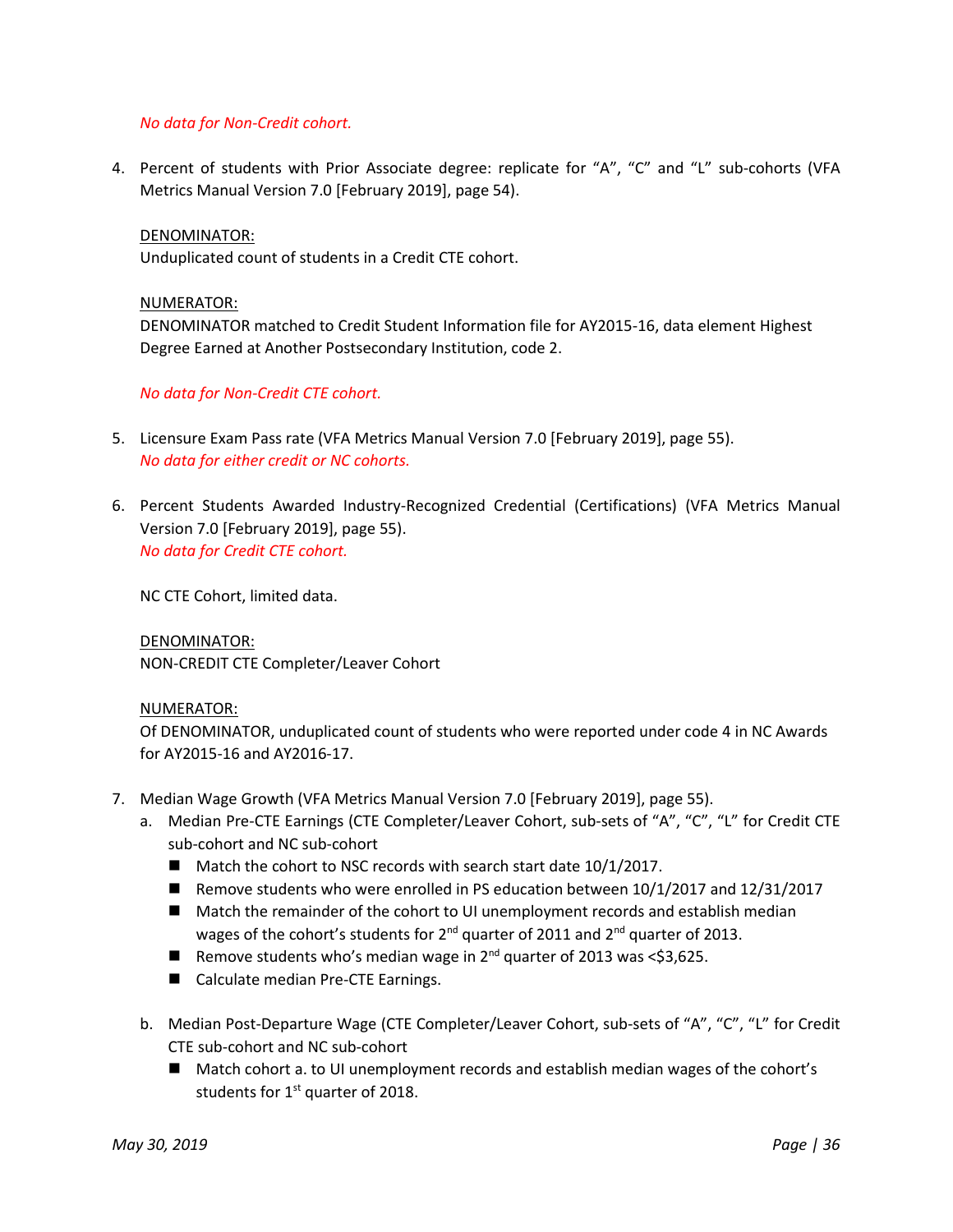*No data for Non-Credit cohort.*

4. Percent of students with Prior Associate degree: replicate for "A", "C" and "L" sub-cohorts (VFA Metrics Manual Version 7.0 [February 2019], page 54).

   DENOMINATOR:
   Unduplicated count of students in a Credit CTE cohort.

   NUMERATOR:
   DENOMINATOR matched to Credit Student Information file for AY2015-16, data element Highest Degree Earned at Another Postsecondary Institution, code 2.

   *No data for Non-Credit CTE cohort.*

5. Licensure Exam Pass rate (VFA Metrics Manual Version 7.0 [February 2019], page 55).
   *No data for either credit or NC cohorts.*

6. Percent Students Awarded Industry-Recognized Credential (Certifications) (VFA Metrics Manual Version 7.0 [February 2019], page 55).
   *No data for Credit CTE cohort.*

   NC CTE Cohort, limited data.

   DENOMINATOR:
   NON-CREDIT CTE Completer/Leaver Cohort

   NUMERATOR:
   Of DENOMINATOR, unduplicated count of students who were reported under code 4 in NC Awards for AY2015-16 and AY2016-17.

7. Median Wage Growth (VFA Metrics Manual Version 7.0 [February 2019], page 55).
   a. Median Pre-CTE Earnings (CTE Completer/Leaver Cohort, sub-sets of "A", "C", "L" for Credit CTE sub-cohort and NC sub-cohort
      - Match the cohort to NSC records with search start date 10/1/2017.
      - Remove students who were enrolled in PS education between 10/1/2017 and 12/31/2017
      - Match the remainder of the cohort to UI unemployment records and establish median wages of the cohort's students for 2nd quarter of 2011 and 2nd quarter of 2013.
      - Remove students who's median wage in 2nd quarter of 2013 was <$3,625.
      - Calculate median Pre-CTE Earnings.

   b. Median Post-Departure Wage (CTE Completer/Leaver Cohort, sub-sets of "A", "C", "L" for Credit CTE sub-cohort and NC sub-cohort
      - Match cohort a. to UI unemployment records and establish median wages of the cohort's students for 1st quarter of 2018.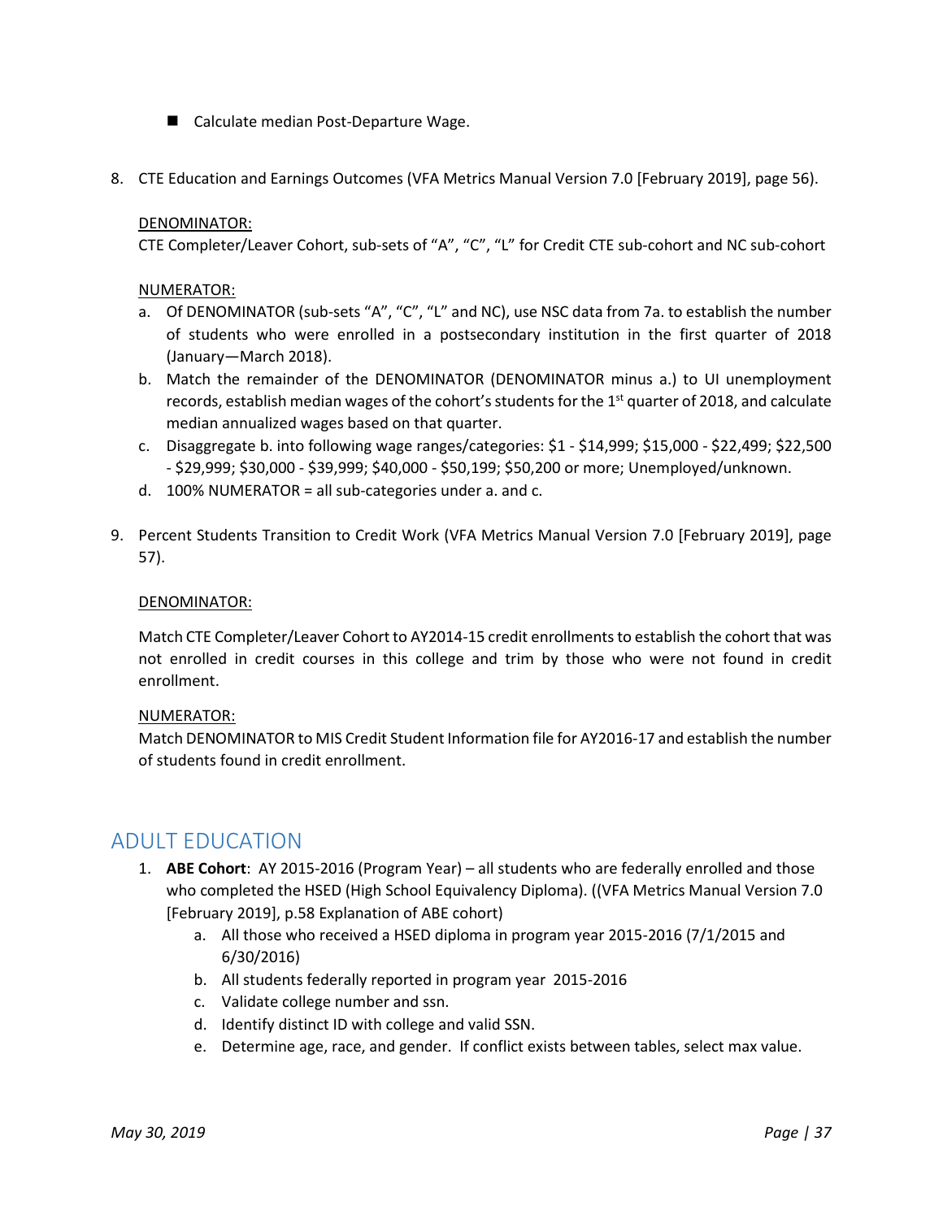- Calculate median Post-Departure Wage.

8. CTE Education and Earnings Outcomes (VFA Metrics Manual Version 7.0 [February 2019], page 56).

   DENOMINATOR:
   CTE Completer/Leaver Cohort, sub-sets of "A", "C", "L" for Credit CTE sub-cohort and NC sub-cohort

   NUMERATOR:
   a. Of DENOMINATOR (sub-sets "A", "C", "L" and NC), use NSC data from 7a. to establish the number of students who were enrolled in a postsecondary institution in the first quarter of 2018 (January—March 2018).
   b. Match the remainder of the DENOMINATOR (DENOMINATOR minus a.) to UI unemployment records, establish median wages of the cohort's students for the 1st quarter of 2018, and calculate median annualized wages based on that quarter.
   c. Disaggregate b. into following wage ranges/categories: $1 - $14,999; $15,000 - $22,499; $22,500 - $29,999; $30,000 - $39,999; $40,000 - $50,199; $50,200 or more; Unemployed/unknown.
   d. 100% NUMERATOR = all sub-categories under a. and c.

9. Percent Students Transition to Credit Work (VFA Metrics Manual Version 7.0 [February 2019], page 57).

   DENOMINATOR:

   Match CTE Completer/Leaver Cohort to AY2014-15 credit enrollments to establish the cohort that was not enrolled in credit courses in this college and trim by those who were not found in credit enrollment.

   NUMERATOR:
   Match DENOMINATOR to MIS Credit Student Information file for AY2016-17 and establish the number of students found in credit enrollment.

## ADULT EDUCATION

1. **ABE Cohort**: AY 2015-2016 (Program Year) – all students who are federally enrolled and those who completed the HSED (High School Equivalency Diploma). ((VFA Metrics Manual Version 7.0 [February 2019], p.58 Explanation of ABE cohort)
   a. All those who received a HSED diploma in program year 2015-2016 (7/1/2015 and 6/30/2016)
   b. All students federally reported in program year 2015-2016
   c. Validate college number and ssn.
   d. Identify distinct ID with college and valid SSN.
   e. Determine age, race, and gender. If conflict exists between tables, select max value.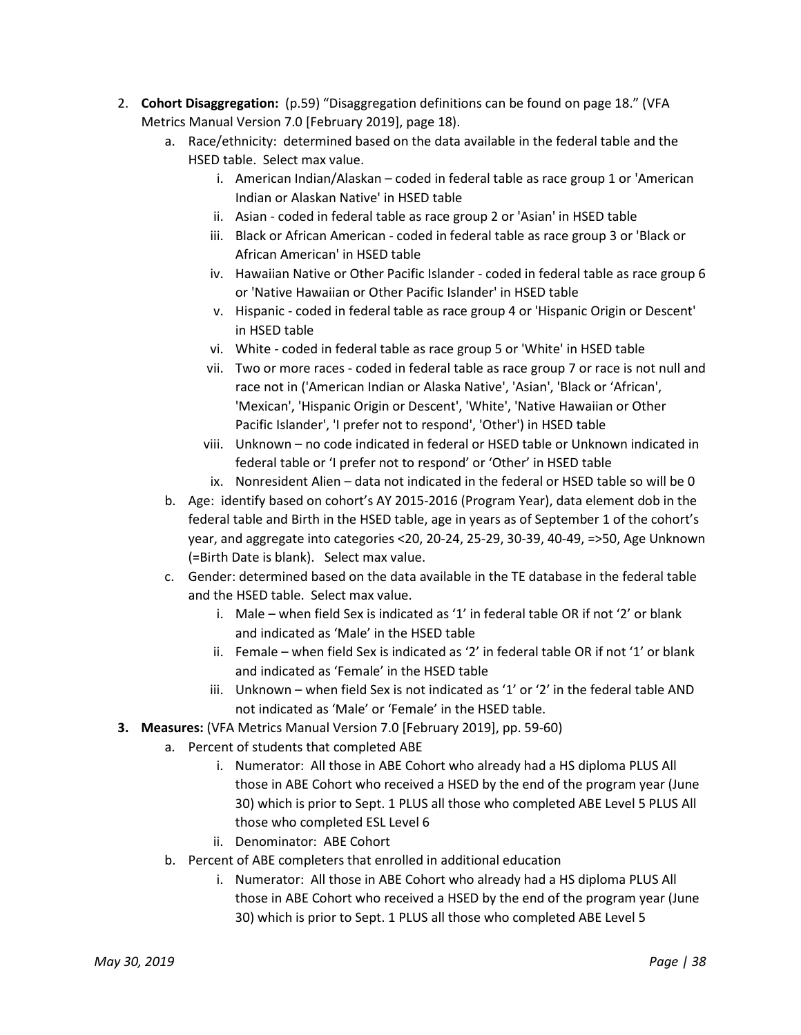2. **Cohort Disaggregation:** (p.59) "Disaggregation definitions can be found on page 18." (VFA Metrics Manual Version 7.0 [February 2019], page 18).
   a. Race/ethnicity: determined based on the data available in the federal table and the HSED table. Select max value.
      i. American Indian/Alaskan – coded in federal table as race group 1 or 'American Indian or Alaskan Native' in HSED table
      ii. Asian - coded in federal table as race group 2 or 'Asian' in HSED table
      iii. Black or African American - coded in federal table as race group 3 or 'Black or African American' in HSED table
      iv. Hawaiian Native or Other Pacific Islander - coded in federal table as race group 6 or 'Native Hawaiian or Other Pacific Islander' in HSED table
      v. Hispanic - coded in federal table as race group 4 or 'Hispanic Origin or Descent' in HSED table
      vi. White - coded in federal table as race group 5 or 'White' in HSED table
      vii. Two or more races - coded in federal table as race group 7 or race is not null and race not in ('American Indian or Alaska Native', 'Asian', 'Black or 'African', 'Mexican', 'Hispanic Origin or Descent', 'White', 'Native Hawaiian or Other Pacific Islander', 'I prefer not to respond', 'Other') in HSED table
      viii. Unknown – no code indicated in federal or HSED table or Unknown indicated in federal table or 'I prefer not to respond' or 'Other' in HSED table
      ix. Nonresident Alien – data not indicated in the federal or HSED table so will be 0
   b. Age: identify based on cohort's AY 2015-2016 (Program Year), data element dob in the federal table and Birth in the HSED table, age in years as of September 1 of the cohort's year, and aggregate into categories <20, 20-24, 25-29, 30-39, 40-49, =>50, Age Unknown (=Birth Date is blank). Select max value.
   c. Gender: determined based on the data available in the TE database in the federal table and the HSED table. Select max value.
      i. Male – when field Sex is indicated as '1' in federal table OR if not '2' or blank and indicated as 'Male' in the HSED table
      ii. Female – when field Sex is indicated as '2' in federal table OR if not '1' or blank and indicated as 'Female' in the HSED table
      iii. Unknown – when field Sex is not indicated as '1' or '2' in the federal table AND not indicated as 'Male' or 'Female' in the HSED table.
3. **Measures:** (VFA Metrics Manual Version 7.0 [February 2019], pp. 59-60)
   a. Percent of students that completed ABE
      i. Numerator: All those in ABE Cohort who already had a HS diploma PLUS All those in ABE Cohort who received a HSED by the end of the program year (June 30) which is prior to Sept. 1 PLUS all those who completed ABE Level 5 PLUS All those who completed ESL Level 6
      ii. Denominator: ABE Cohort
   b. Percent of ABE completers that enrolled in additional education
      i. Numerator: All those in ABE Cohort who already had a HS diploma PLUS All those in ABE Cohort who received a HSED by the end of the program year (June 30) which is prior to Sept. 1 PLUS all those who completed ABE Level 5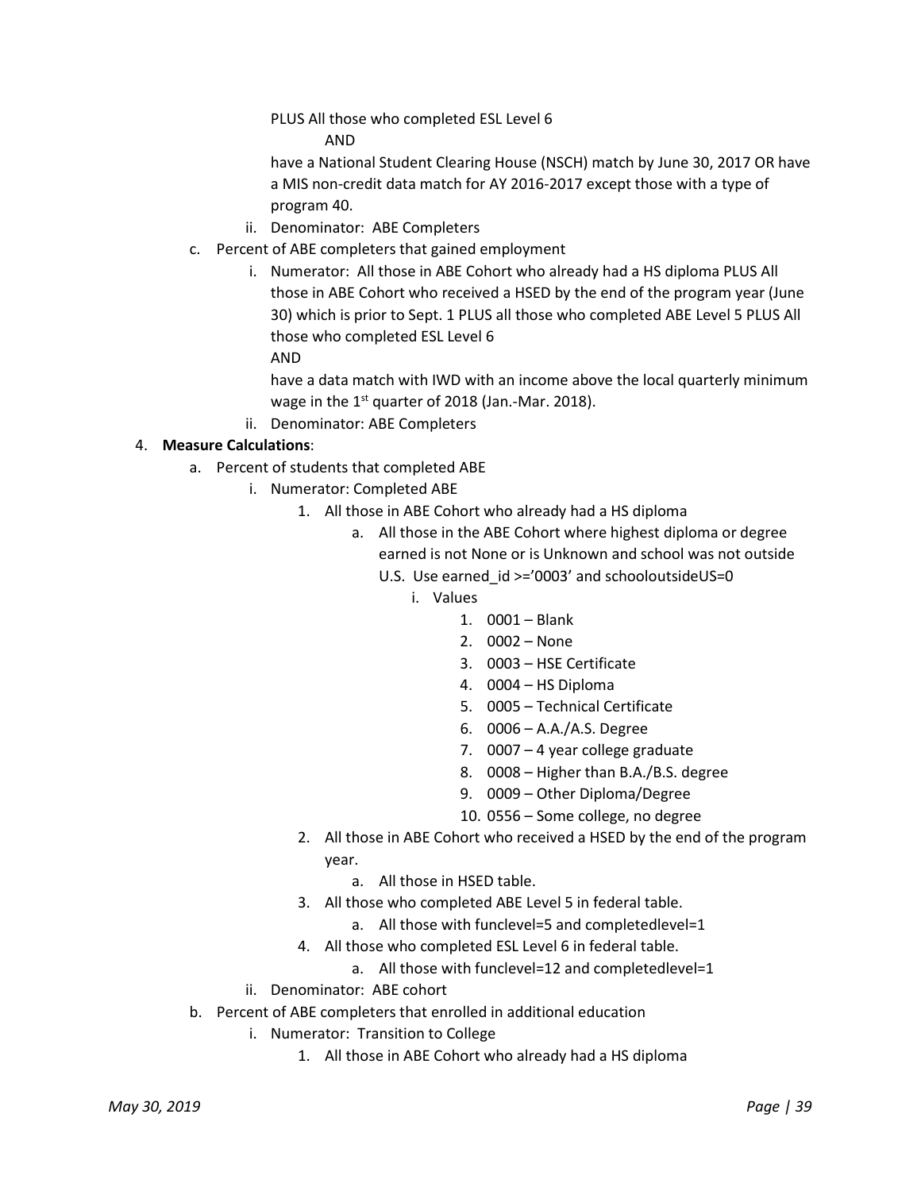PLUS All those who completed ESL Level 6

AND

have a National Student Clearing House (NSCH) match by June 30, 2017 OR have a MIS non-credit data match for AY 2016-2017 except those with a type of program 40.

   ii. Denominator: ABE Completers

c. Percent of ABE completers that gained employment
   i. Numerator: All those in ABE Cohort who already had a HS diploma PLUS All those in ABE Cohort who received a HSED by the end of the program year (June 30) which is prior to Sept. 1 PLUS all those who completed ABE Level 5 PLUS All those who completed ESL Level 6

      AND

      have a data match with IWD with an income above the local quarterly minimum wage in the 1st quarter of 2018 (Jan.-Mar. 2018).
   ii. Denominator: ABE Completers

4. **Measure Calculations**:
   a. Percent of students that completed ABE
      i. Numerator: Completed ABE
         1. All those in ABE Cohort who already had a HS diploma
            a. All those in the ABE Cohort where highest diploma or degree earned is not None or is Unknown and school was not outside U.S. Use earned_id >='0003' and schooloutsideUS=0
               i. Values
                  1. 0001 – Blank
                  2. 0002 – None
                  3. 0003 – HSE Certificate
                  4. 0004 – HS Diploma
                  5. 0005 – Technical Certificate
                  6. 0006 – A.A./A.S. Degree
                  7. 0007 – 4 year college graduate
                  8. 0008 – Higher than B.A./B.S. degree
                  9. 0009 – Other Diploma/Degree
                  10. 0556 – Some college, no degree
         2. All those in ABE Cohort who received a HSED by the end of the program year.
            a. All those in HSED table.
         3. All those who completed ABE Level 5 in federal table.
            a. All those with funclevel=5 and completedlevel=1
         4. All those who completed ESL Level 6 in federal table.
            a. All those with funclevel=12 and completedlevel=1
      ii. Denominator: ABE cohort
   b. Percent of ABE completers that enrolled in additional education
      i. Numerator: Transition to College
         1. All those in ABE Cohort who already had a HS diploma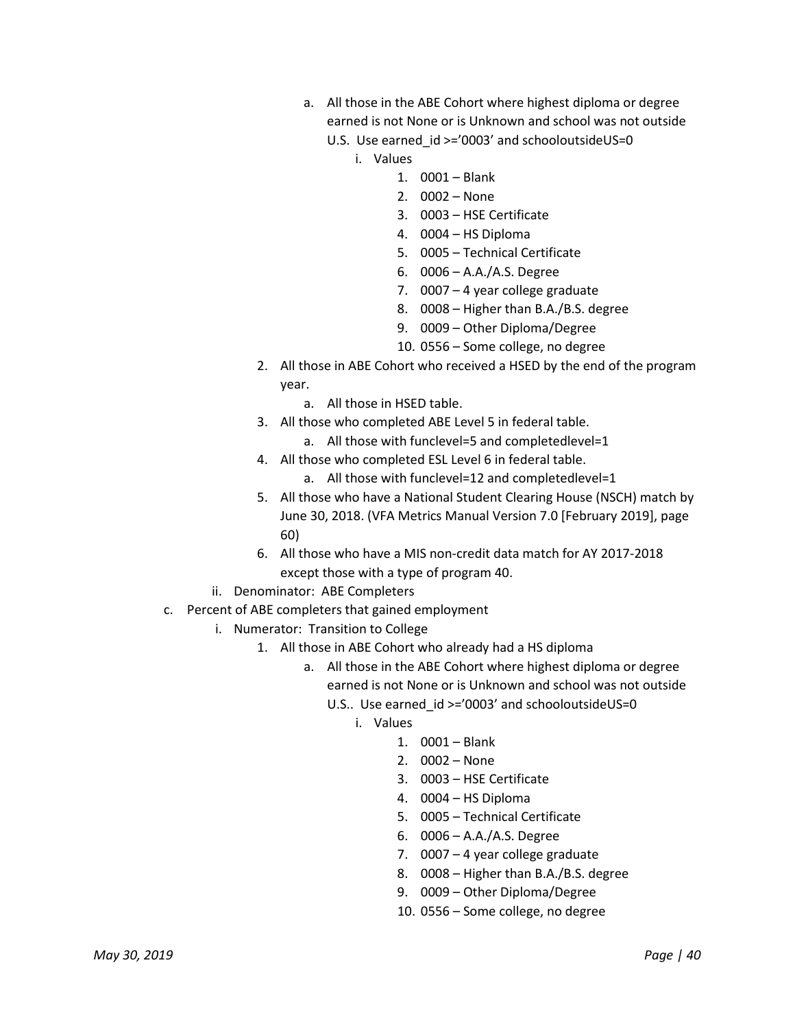a. All those in the ABE Cohort where highest diploma or degree earned is not None or is Unknown and school was not outside U.S. Use earned_id >='0003' and schooloutsideUS=0
                i. Values
                    1. 0001 – Blank
                    2. 0002 – None
                    3. 0003 – HSE Certificate
                    4. 0004 – HS Diploma
                    5. 0005 – Technical Certificate
                    6. 0006 – A.A./A.S. Degree
                    7. 0007 – 4 year college graduate
                    8. 0008 – Higher than B.A./B.S. degree
                    9. 0009 – Other Diploma/Degree
                    10. 0556 – Some college, no degree
        2. All those in ABE Cohort who received a HSED by the end of the program year.
            a. All those in HSED table.
        3. All those who completed ABE Level 5 in federal table.
            a. All those with funclevel=5 and completedlevel=1
        4. All those who completed ESL Level 6 in federal table.
            a. All those with funclevel=12 and completedlevel=1
        5. All those who have a National Student Clearing House (NSCH) match by June 30, 2018. (VFA Metrics Manual Version 7.0 [February 2019], page 60)
        6. All those who have a MIS non-credit data match for AY 2017-2018 except those with a type of program 40.
    ii. Denominator: ABE Completers

c. Percent of ABE completers that gained employment
    i. Numerator: Transition to College
        1. All those in ABE Cohort who already had a HS diploma
            a. All those in the ABE Cohort where highest diploma or degree earned is not None or is Unknown and school was not outside U.S.. Use earned_id >='0003' and schooloutsideUS=0
                i. Values
                    1. 0001 – Blank
                    2. 0002 – None
                    3. 0003 – HSE Certificate
                    4. 0004 – HS Diploma
                    5. 0005 – Technical Certificate
                    6. 0006 – A.A./A.S. Degree
                    7. 0007 – 4 year college graduate
                    8. 0008 – Higher than B.A./B.S. degree
                    9. 0009 – Other Diploma/Degree
                    10. 0556 – Some college, no degree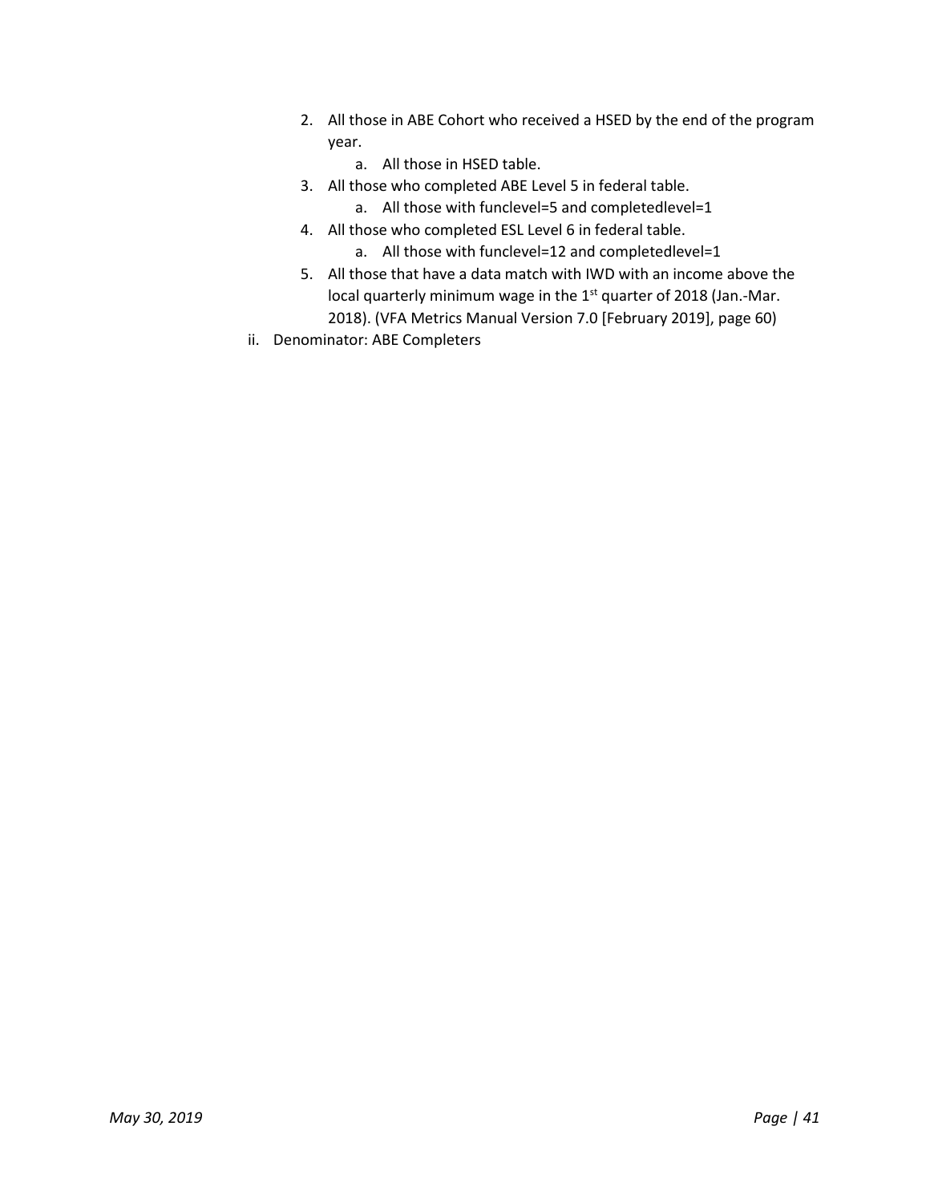2. All those in ABE Cohort who received a HSED by the end of the program year.
    a. All those in HSED table.
3. All those who completed ABE Level 5 in federal table.
    a. All those with funclevel=5 and completedlevel=1
4. All those who completed ESL Level 6 in federal table.
    a. All those with funclevel=12 and completedlevel=1
5. All those that have a data match with IWD with an income above the local quarterly minimum wage in the 1st quarter of 2018 (Jan.-Mar. 2018). (VFA Metrics Manual Version 7.0 [February 2019], page 60)

ii. Denominator: ABE Completers